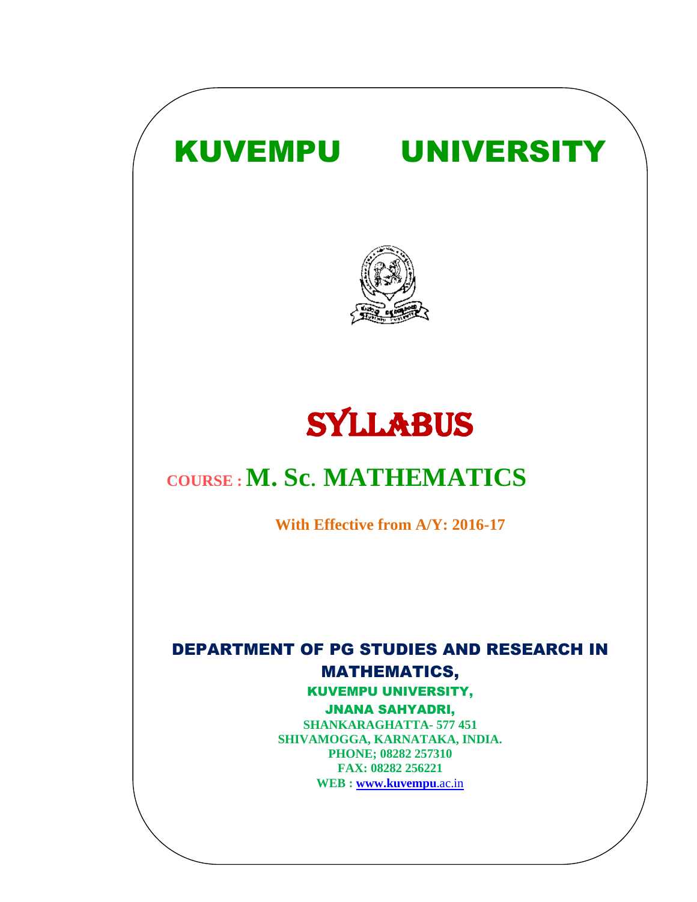# KUVEMPU UNIVERSITY

# SYLLABUS

## COURSE : M. Sc. MATHEMATICS

**With Effective from A/Y: 2016-17**

### DEPARTMENT OF PG STUDIES AND RESEARCH IN MATHEMATICS,

KUVEMPU UNIVERSITY,

JNANA SAHYADRI,

**SHANKARAGHATTA- 577 451**

**SHIVAMOGGA, KARNATAKA, INDIA.**

**PHONE; 08282 257310**

**FAX: 08282 256221**

**WEB : www.kuvempu.ac.in**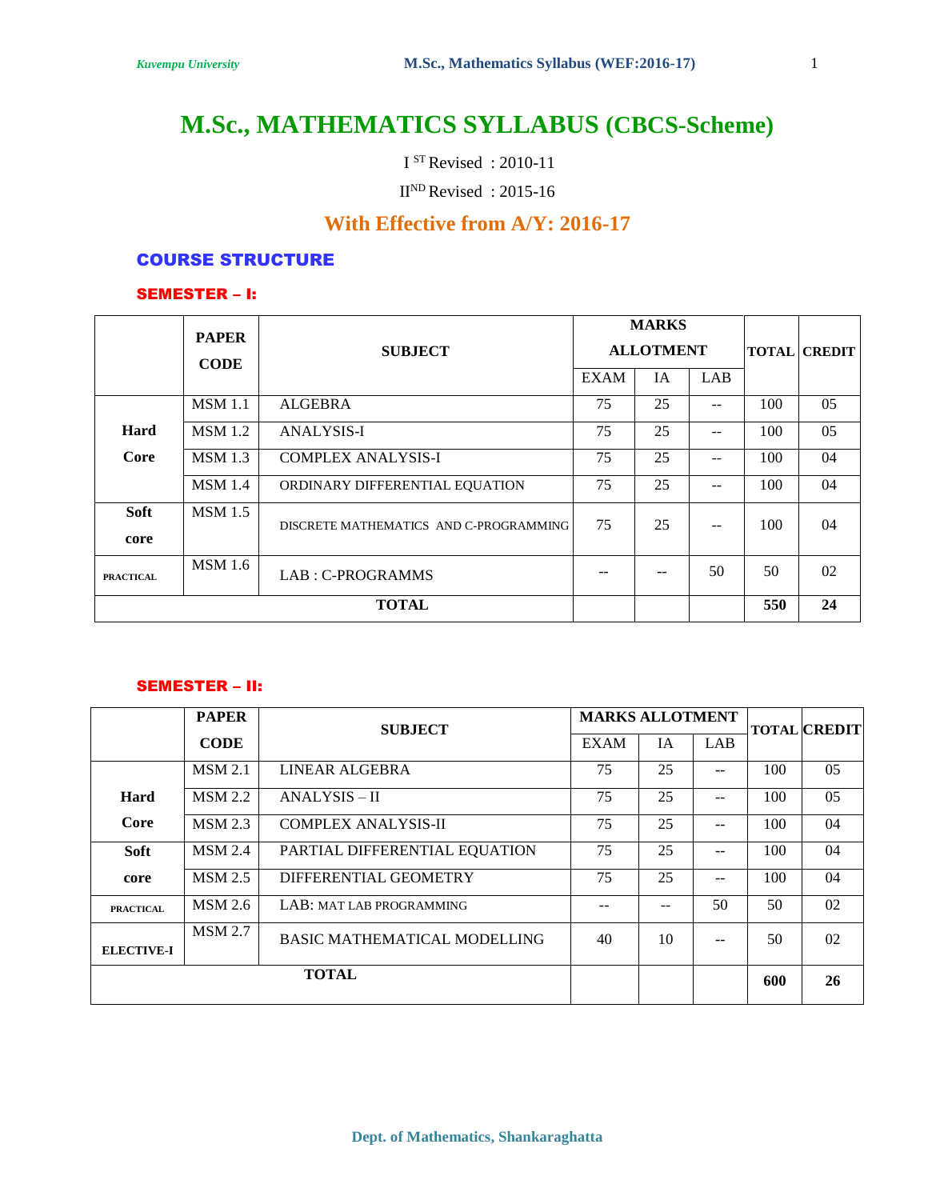# M.Sc., MATHEMATICS SYLLABUS (CBCS-Scheme)

I [ST] Revised : 2010-11

II[ND] Revised : 2015-16

## With Effective from A/Y: 2016-17

## COURSE STRUCTURE

### SEMESTER – I:

| | PAPER CODE | SUBJECT | MARKS ALLOTMENT | | | TOTAL | CREDIT |
|---|---|---|---|---|---|---|---|
| | | | EXAM | IA | LAB | | |
| Hard Core | MSM 1.1 | ALGEBRA | 75 | 25 | -- | 100 | 05 |
| | MSM 1.2 | ANALYSIS-I | 75 | 25 | -- | 100 | 05 |
| | MSM 1.3 | COMPLEX ANALYSIS-I | 75 | 25 | -- | 100 | 04 |
| | MSM 1.4 | ORDINARY DIFFERENTIAL EQUATION | 75 | 25 | -- | 100 | 04 |
| Soft core | MSM 1.5 | DISCRETE MATHEMATICS AND C-PROGRAMMING | 75 | 25 | -- | 100 | 04 |
| PRACTICAL | MSM 1.6 | LAB : C-PROGRAMMS | -- | -- | 50 | 50 | 02 |
| TOTAL | | | | | | 550 | 24 |

### SEMESTER – II:

| | PAPER CODE | SUBJECT | MARKS ALLOTMENT | | | TOTAL | CREDIT |
|---|---|---|---|---|---|---|---|
| | | | EXAM | IA | LAB | | |
| Hard Core | MSM 2.1 | LINEAR ALGEBRA | 75 | 25 | -- | 100 | 05 |
| | MSM 2.2 | ANALYSIS – II | 75 | 25 | -- | 100 | 05 |
| | MSM 2.3 | COMPLEX ANALYSIS-II | 75 | 25 | -- | 100 | 04 |
| Soft core | MSM 2.4 | PARTIAL DIFFERENTIAL EQUATION | 75 | 25 | -- | 100 | 04 |
| | MSM 2.5 | DIFFERENTIAL GEOMETRY | 75 | 25 | -- | 100 | 04 |
| PRACTICAL | MSM 2.6 | LAB: MAT LAB PROGRAMMING | -- | -- | 50 | 50 | 02 |
| ELECTIVE-I | MSM 2.7 | BASIC MATHEMATICAL MODELLING | 40 | 10 | -- | 50 | 02 |
| TOTAL | | | | | | 600 | 26 |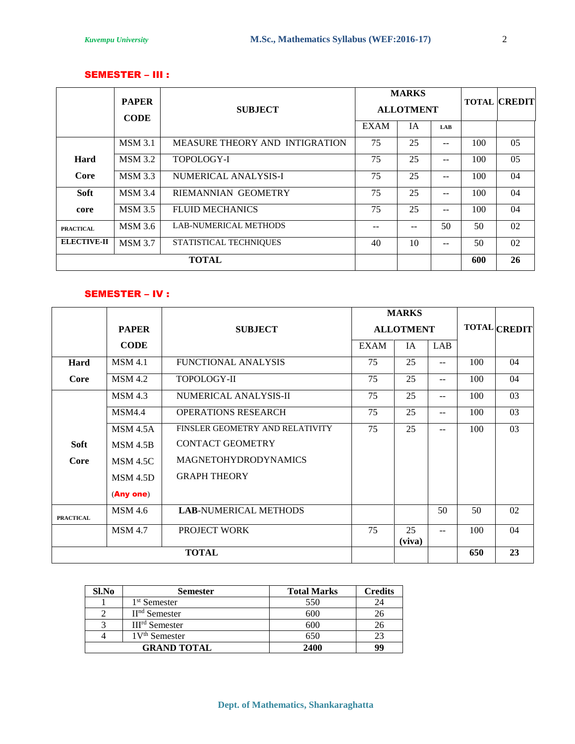## SEMESTER – III :

| | PAPER CODE | SUBJECT | MARKS ALLOTMENT | | | TOTAL | CREDIT |
|---|---|---|---|---|---|---|---|
| | | | EXAM | IA | LAB | | |
| Hard Core | MSM 3.1 | MEASURE THEORY AND INTIGRATION | 75 | 25 | -- | 100 | 05 |
| | MSM 3.2 | TOPOLOGY-I | 75 | 25 | -- | 100 | 05 |
| | MSM 3.3 | NUMERICAL ANALYSIS-I | 75 | 25 | -- | 100 | 04 |
| Soft core | MSM 3.4 | RIEMANNIAN GEOMETRY | 75 | 25 | -- | 100 | 04 |
| | MSM 3.5 | FLUID MECHANICS | 75 | 25 | -- | 100 | 04 |
| PRACTICAL | MSM 3.6 | LAB-NUMERICAL METHODS | -- | -- | 50 | 50 | 02 |
| ELECTIVE-II | MSM 3.7 | STATISTICAL TECHNIQUES | 40 | 10 | -- | 50 | 02 |
| **TOTAL** | | | | | | **600** | **26** |

## SEMESTER – IV :

| | PAPER CODE | SUBJECT | MARKS ALLOTMENT | | | TOTAL | CREDIT |
|---|---|---|---|---|---|---|---|
| | | | EXAM | IA | LAB | | |
| Hard Core | MSM 4.1 | FUNCTIONAL ANALYSIS | 75 | 25 | -- | 100 | 04 |
| | MSM 4.2 | TOPOLOGY-II | 75 | 25 | -- | 100 | 04 |
| Soft Core | MSM 4.3 | NUMERICAL ANALYSIS-II | 75 | 25 | -- | 100 | 03 |
| | MSM4.4 | OPERATIONS RESEARCH | 75 | 25 | -- | 100 | 03 |
| | MSM 4.5A<br>MSM 4.5B<br>MSM 4.5C<br>MSM 4.5D<br>(**Any one**) | FINSLER GEOMETRY AND RELATIVITY<br>CONTACT GEOMETRY<br>MAGNETOHYDRODYNAMICS<br>GRAPH THEORY | 75 | 25 | -- | 100 | 03 |
| PRACTICAL | MSM 4.6 | **LAB**-NUMERICAL METHODS | | | 50 | 50 | 02 |
| | MSM 4.7 | PROJECT WORK | 75 | 25 (viva) | -- | 100 | 04 |
| **TOTAL** | | | | | | **650** | **23** |

| Sl.No | Semester | Total Marks | Credits |
|---|---|---|---|
| 1 | 1st Semester | 550 | 24 |
| 2 | IInd Semester | 600 | 26 |
| 3 | IIIrd Semester | 600 | 26 |
| 4 | 1Vth Semester | 650 | 23 |
| **GRAND TOTAL** | | **2400** | **99** |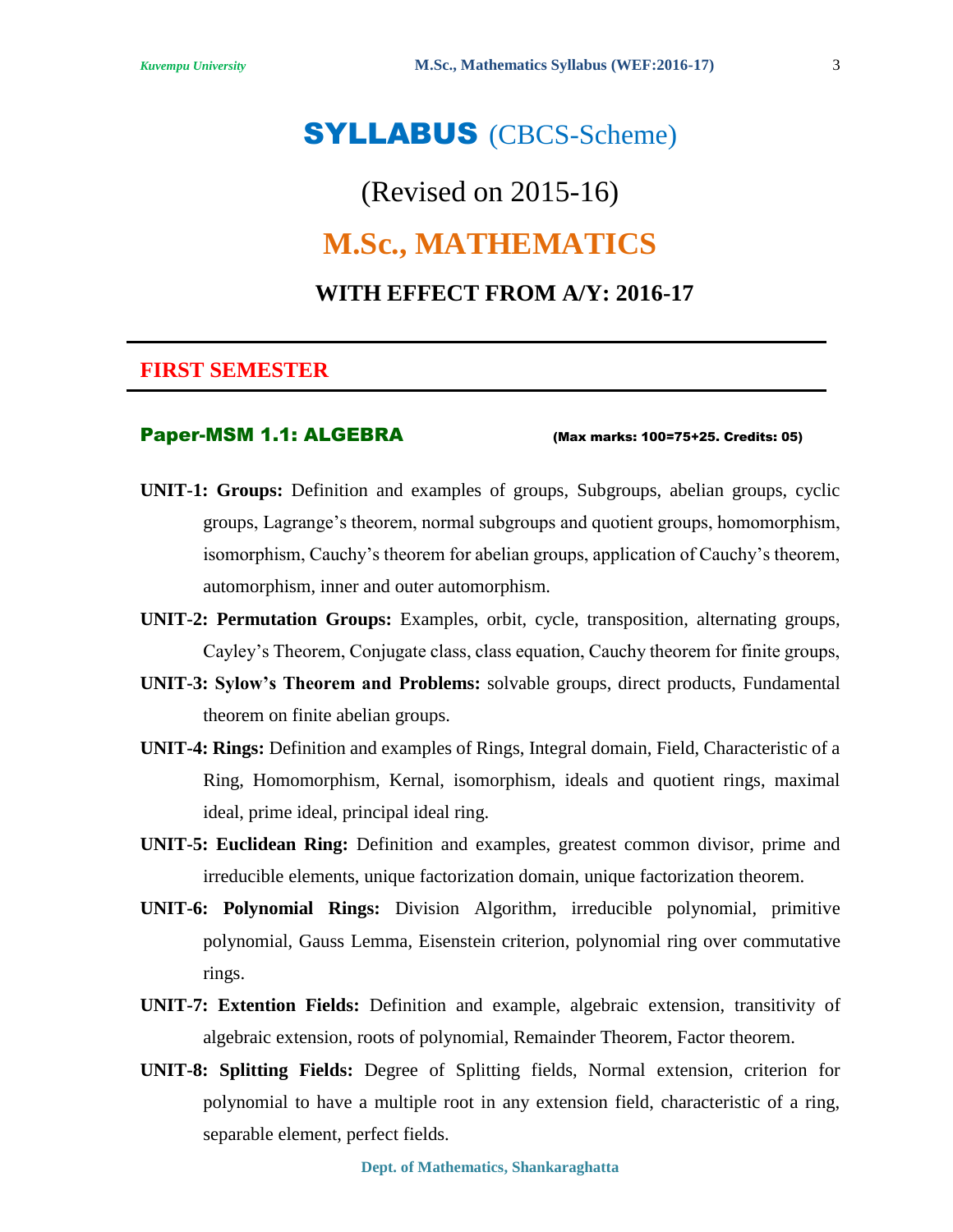# SYLLABUS (CBCS-Scheme)

## (Revised on 2015-16)

# M.Sc., MATHEMATICS

### WITH EFFECT FROM A/Y: 2016-17

---

## FIRST SEMESTER

---

### Paper-MSM 1.1: ALGEBRA

**(Max marks: 100=75+25. Credits: 05)**

**UNIT-1: Groups:** Definition and examples of groups, Subgroups, abelian groups, cyclic groups, Lagrange's theorem, normal subgroups and quotient groups, homomorphism, isomorphism, Cauchy's theorem for abelian groups, application of Cauchy's theorem, automorphism, inner and outer automorphism.

**UNIT-2: Permutation Groups:** Examples, orbit, cycle, transposition, alternating groups, Cayley's Theorem, Conjugate class, class equation, Cauchy theorem for finite groups,

**UNIT-3: Sylow's Theorem and Problems:** solvable groups, direct products, Fundamental theorem on finite abelian groups.

**UNIT-4: Rings:** Definition and examples of Rings, Integral domain, Field, Characteristic of a Ring, Homomorphism, Kernal, isomorphism, ideals and quotient rings, maximal ideal, prime ideal, principal ideal ring.

**UNIT-5: Euclidean Ring:** Definition and examples, greatest common divisor, prime and irreducible elements, unique factorization domain, unique factorization theorem.

**UNIT-6: Polynomial Rings:** Division Algorithm, irreducible polynomial, primitive polynomial, Gauss Lemma, Eisenstein criterion, polynomial ring over commutative rings.

**UNIT-7: Extention Fields:** Definition and example, algebraic extension, transitivity of algebraic extension, roots of polynomial, Remainder Theorem, Factor theorem.

**UNIT-8: Splitting Fields:** Degree of Splitting fields, Normal extension, criterion for polynomial to have a multiple root in any extension field, characteristic of a ring, separable element, perfect fields.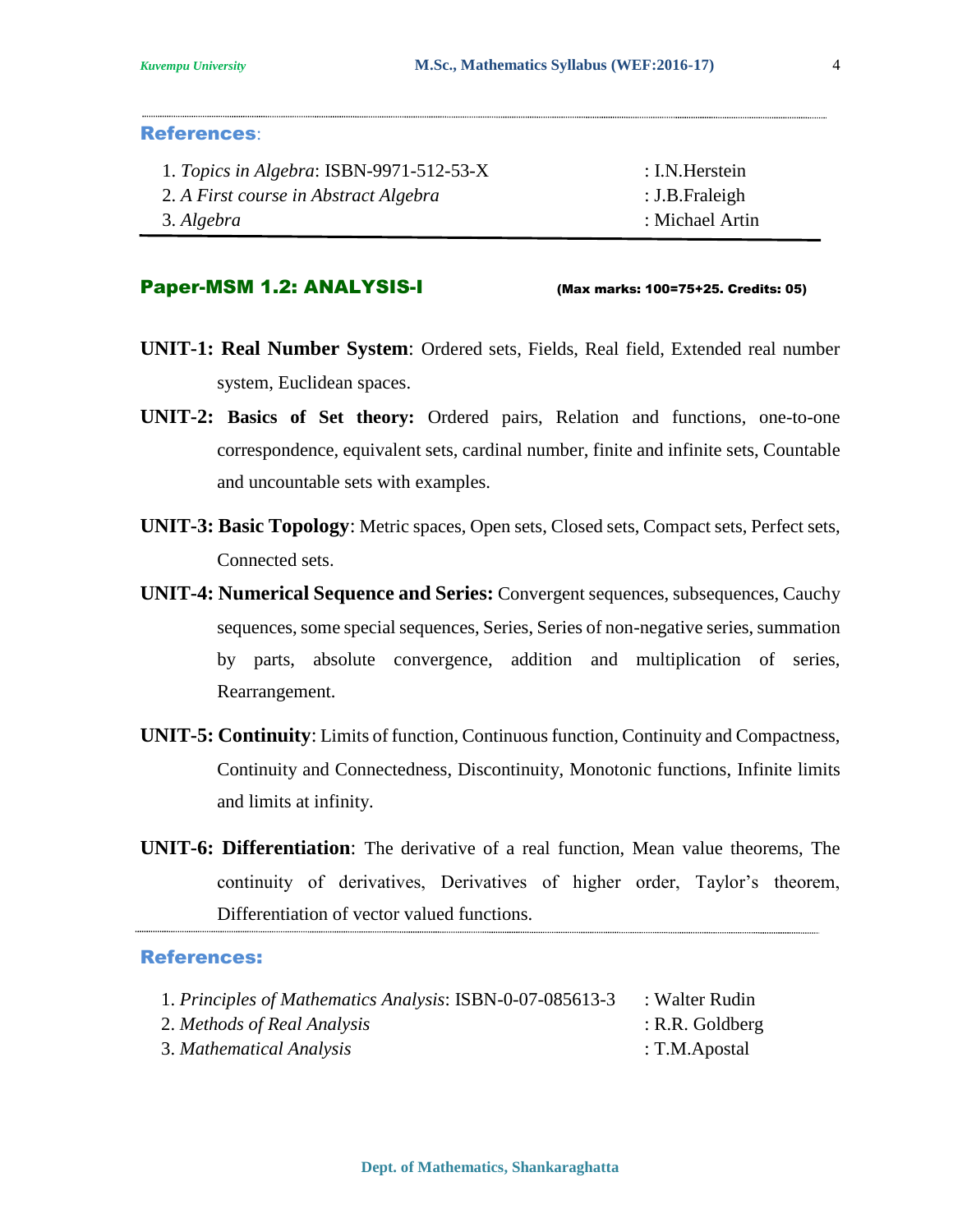**References**:

1. *Topics in Algebra*: ISBN-9971-512-53-X : I.N.Herstein
2. *A First course in Abstract Algebra* : J.B.Fraleigh
3. *Algebra* : Michael Artin

## Paper-MSM 1.2: ANALYSIS-I

**(Max marks: 100=75+25. Credits: 05)**

**UNIT-1: Real Number System**: Ordered sets, Fields, Real field, Extended real number system, Euclidean spaces.

**UNIT-2: Basics of Set theory:** Ordered pairs, Relation and functions, one-to-one correspondence, equivalent sets, cardinal number, finite and infinite sets, Countable and uncountable sets with examples.

**UNIT-3: Basic Topology**: Metric spaces, Open sets, Closed sets, Compact sets, Perfect sets, Connected sets.

**UNIT-4: Numerical Sequence and Series:** Convergent sequences, subsequences, Cauchy sequences, some special sequences, Series, Series of non-negative series, summation by parts, absolute convergence, addition and multiplication of series, Rearrangement.

**UNIT-5: Continuity**: Limits of function, Continuous function, Continuity and Compactness, Continuity and Connectedness, Discontinuity, Monotonic functions, Infinite limits and limits at infinity.

**UNIT-6: Differentiation**: The derivative of a real function, Mean value theorems, The continuity of derivatives, Derivatives of higher order, Taylor's theorem, Differentiation of vector valued functions.

**References:**

1. *Principles of Mathematics Analysis*: ISBN-0-07-085613-3 : Walter Rudin
2. *Methods of Real Analysis* : R.R. Goldberg
3. *Mathematical Analysis* : T.M.Apostal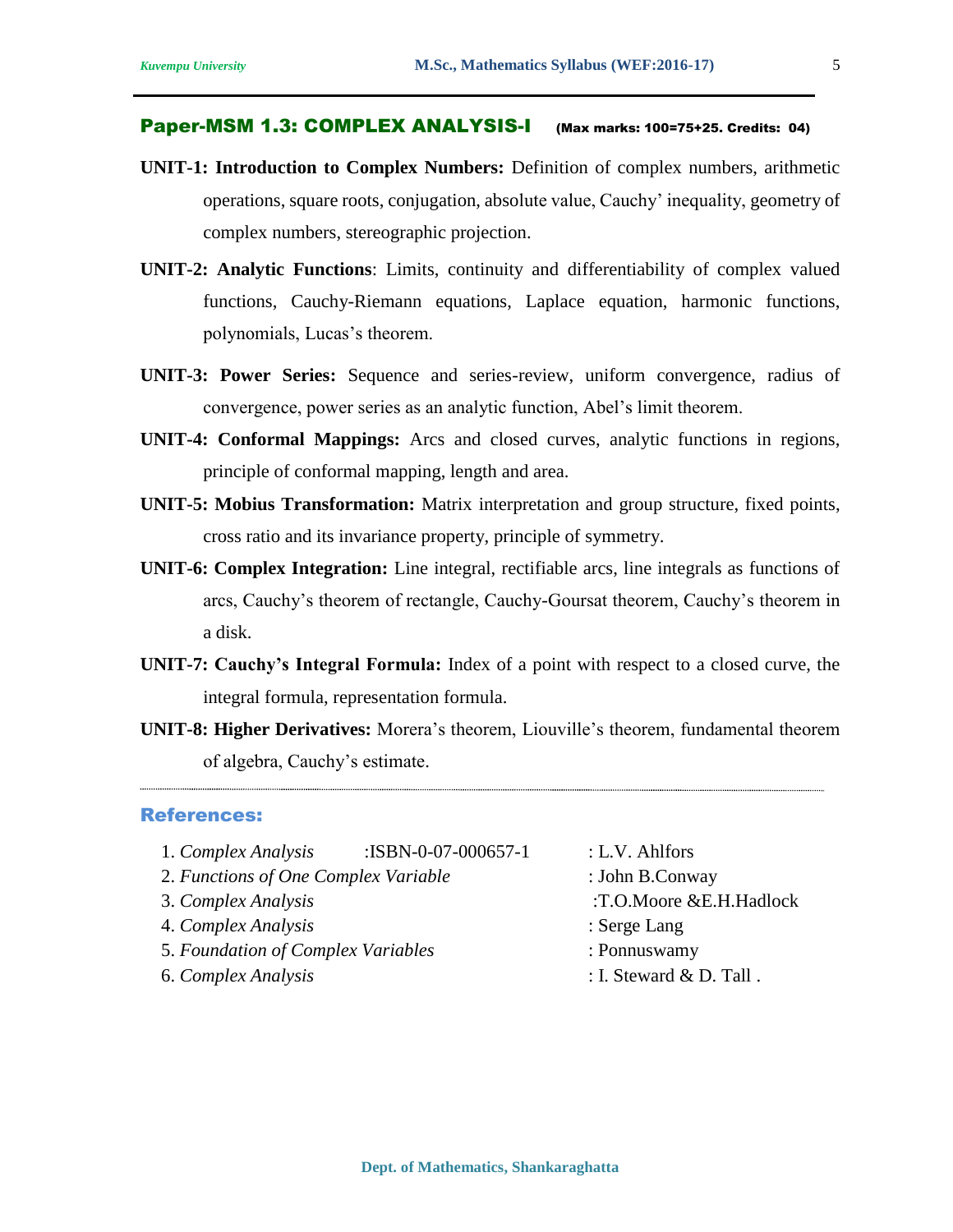## Paper-MSM 1.3: COMPLEX ANALYSIS-I (Max marks: 100=75+25. Credits: 04)

**UNIT-1: Introduction to Complex Numbers:** Definition of complex numbers, arithmetic operations, square roots, conjugation, absolute value, Cauchy' inequality, geometry of complex numbers, stereographic projection.

**UNIT-2: Analytic Functions**: Limits, continuity and differentiability of complex valued functions, Cauchy-Riemann equations, Laplace equation, harmonic functions, polynomials, Lucas's theorem.

**UNIT-3: Power Series:** Sequence and series-review, uniform convergence, radius of convergence, power series as an analytic function, Abel's limit theorem.

**UNIT-4: Conformal Mappings:** Arcs and closed curves, analytic functions in regions, principle of conformal mapping, length and area.

**UNIT-5: Mobius Transformation:** Matrix interpretation and group structure, fixed points, cross ratio and its invariance property, principle of symmetry.

**UNIT-6: Complex Integration:** Line integral, rectifiable arcs, line integrals as functions of arcs, Cauchy's theorem of rectangle, Cauchy-Goursat theorem, Cauchy's theorem in a disk.

**UNIT-7: Cauchy's Integral Formula:** Index of a point with respect to a closed curve, the integral formula, representation formula.

**UNIT-8: Higher Derivatives:** Morera's theorem, Liouville's theorem, fundamental theorem of algebra, Cauchy's estimate.

---

### References:

1. *Complex Analysis* :ISBN-0-07-000657-1 : L.V. Ahlfors
2. *Functions of One Complex Variable* : John B.Conway
3. *Complex Analysis* :T.O.Moore &E.H.Hadlock
4. *Complex Analysis* : Serge Lang
5. *Foundation of Complex Variables* : Ponnuswamy
6. *Complex Analysis* : I. Steward & D. Tall .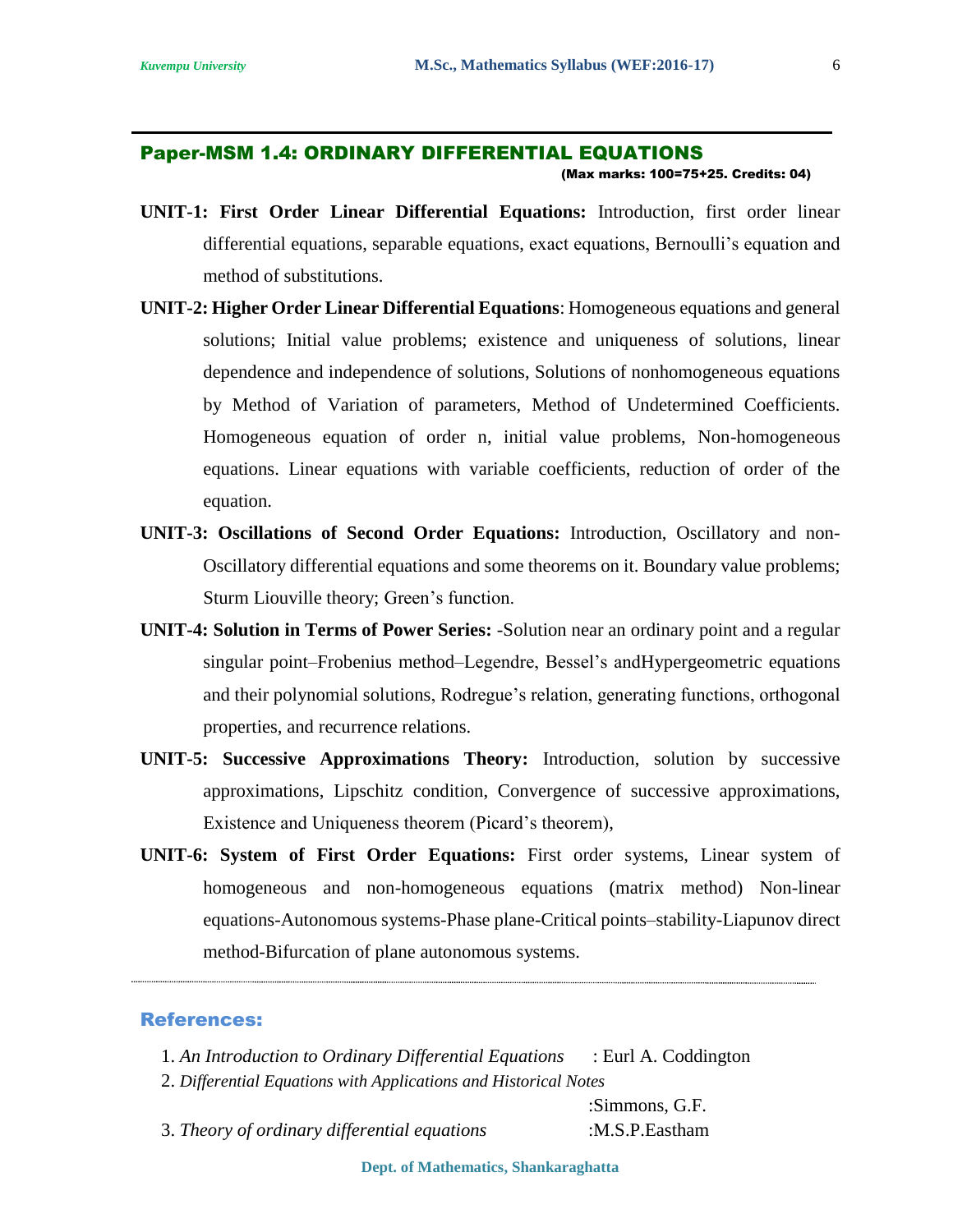## Paper-MSM 1.4: ORDINARY DIFFERENTIAL EQUATIONS

**(Max marks: 100=75+25. Credits: 04)**

**UNIT-1: First Order Linear Differential Equations:** Introduction, first order linear differential equations, separable equations, exact equations, Bernoulli's equation and method of substitutions.

**UNIT-2: Higher Order Linear Differential Equations**: Homogeneous equations and general solutions; Initial value problems; existence and uniqueness of solutions, linear dependence and independence of solutions, Solutions of nonhomogeneous equations by Method of Variation of parameters, Method of Undetermined Coefficients. Homogeneous equation of order n, initial value problems, Non-homogeneous equations. Linear equations with variable coefficients, reduction of order of the equation.

**UNIT-3: Oscillations of Second Order Equations:** Introduction, Oscillatory and non-Oscillatory differential equations and some theorems on it. Boundary value problems; Sturm Liouville theory; Green's function.

**UNIT-4: Solution in Terms of Power Series:** -Solution near an ordinary point and a regular singular point–Frobenius method–Legendre, Bessel's andHypergeometric equations and their polynomial solutions, Rodregue's relation, generating functions, orthogonal properties, and recurrence relations.

**UNIT-5: Successive Approximations Theory:** Introduction, solution by successive approximations, Lipschitz condition, Convergence of successive approximations, Existence and Uniqueness theorem (Picard's theorem),

**UNIT-6: System of First Order Equations:** First order systems, Linear system of homogeneous and non-homogeneous equations (matrix method) Non-linear equations-Autonomous systems-Phase plane-Critical points–stability-Liapunov direct method-Bifurcation of plane autonomous systems.

---

### References:

1. *An Introduction to Ordinary Differential Equations* : Eurl A. Coddington
2. *Differential Equations with Applications and Historical Notes* :Simmons, G.F.
3. *Theory of ordinary differential equations* :M.S.P.Eastham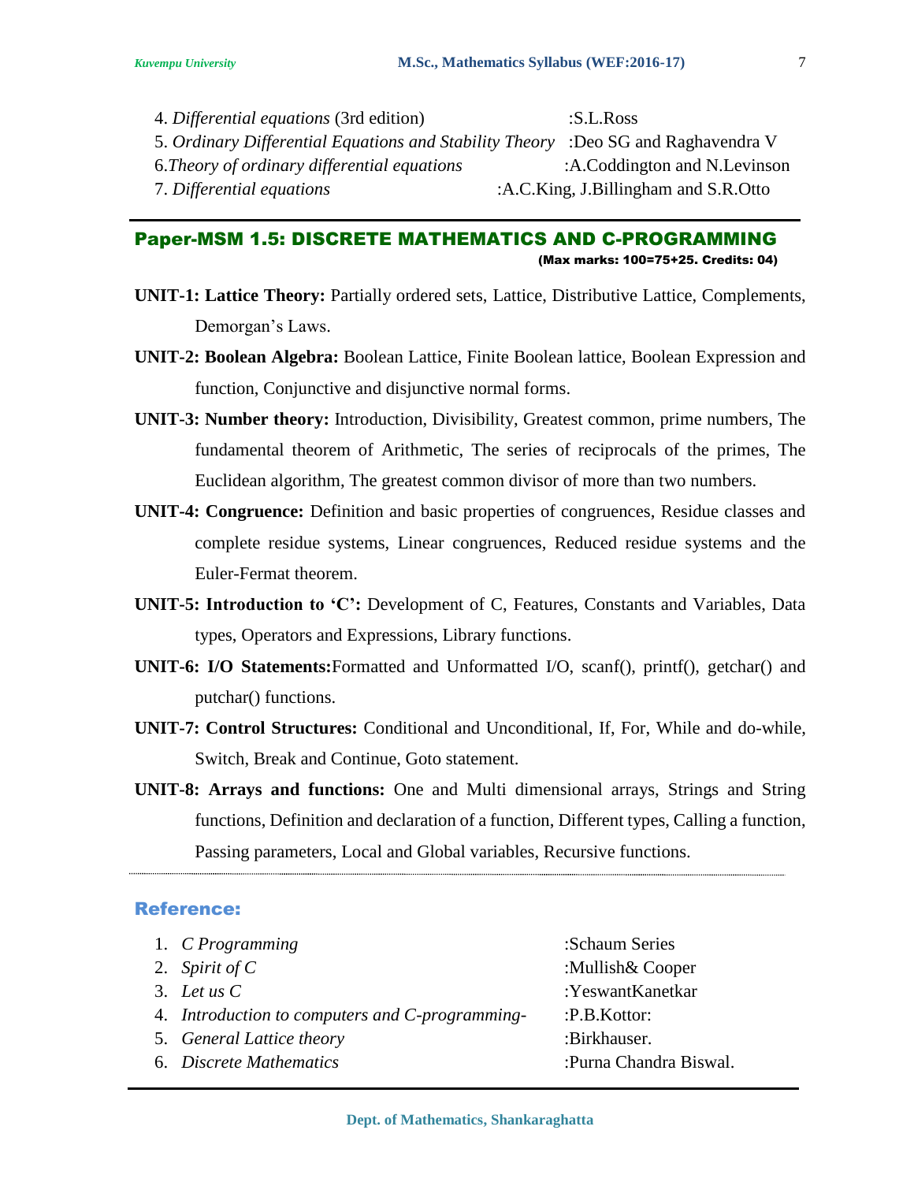4. *Differential equations* (3rd edition) :S.L.Ross
5. *Ordinary Differential Equations and Stability Theory* :Deo SG and Raghavendra V
6. *Theory of ordinary differential equations* :A.Coddington and N.Levinson
7. *Differential equations* :A.C.King, J.Billingham and S.R.Otto

## Paper-MSM 1.5: DISCRETE MATHEMATICS AND C-PROGRAMMING

**(Max marks: 100=75+25. Credits: 04)**

**UNIT-1: Lattice Theory:** Partially ordered sets, Lattice, Distributive Lattice, Complements, Demorgan's Laws.

**UNIT-2: Boolean Algebra:** Boolean Lattice, Finite Boolean lattice, Boolean Expression and function, Conjunctive and disjunctive normal forms.

**UNIT-3: Number theory:** Introduction, Divisibility, Greatest common, prime numbers, The fundamental theorem of Arithmetic, The series of reciprocals of the primes, The Euclidean algorithm, The greatest common divisor of more than two numbers.

**UNIT-4: Congruence:** Definition and basic properties of congruences, Residue classes and complete residue systems, Linear congruences, Reduced residue systems and the Euler-Fermat theorem.

**UNIT-5: Introduction to 'C':** Development of C, Features, Constants and Variables, Data types, Operators and Expressions, Library functions.

**UNIT-6: I/O Statements:**Formatted and Unformatted I/O, scanf(), printf(), getchar() and putchar() functions.

**UNIT-7: Control Structures:** Conditional and Unconditional, If, For, While and do-while, Switch, Break and Continue, Goto statement.

**UNIT-8: Arrays and functions:** One and Multi dimensional arrays, Strings and String functions, Definition and declaration of a function, Different types, Calling a function, Passing parameters, Local and Global variables, Recursive functions.

### Reference:

1. *C Programming* :Schaum Series
2. *Spirit of C* :Mullish& Cooper
3. *Let us C* :YeswantKanetkar
4. *Introduction to computers and C-programming-* :P.B.Kottor:
5. *General Lattice theory* :Birkhauser.
6. *Discrete Mathematics* :Purna Chandra Biswal.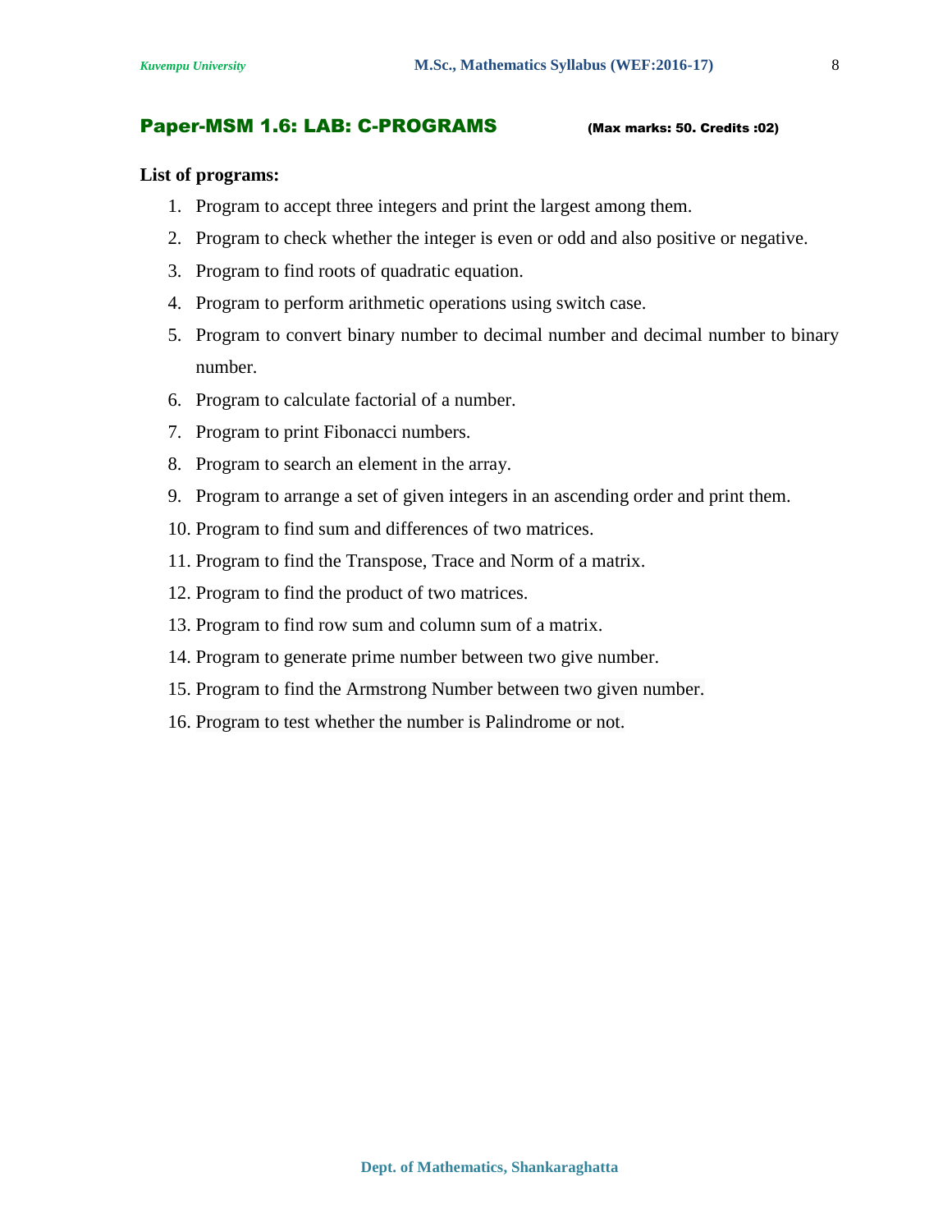## Paper-MSM 1.6: LAB: C-PROGRAMS

**(Max marks: 50. Credits :02)**

**List of programs:**

1. Program to accept three integers and print the largest among them.
2. Program to check whether the integer is even or odd and also positive or negative.
3. Program to find roots of quadratic equation.
4. Program to perform arithmetic operations using switch case.
5. Program to convert binary number to decimal number and decimal number to binary number.
6. Program to calculate factorial of a number.
7. Program to print Fibonacci numbers.
8. Program to search an element in the array.
9. Program to arrange a set of given integers in an ascending order and print them.
10. Program to find sum and differences of two matrices.
11. Program to find the Transpose, Trace and Norm of a matrix.
12. Program to find the product of two matrices.
13. Program to find row sum and column sum of a matrix.
14. Program to generate prime number between two give number.
15. Program to find the Armstrong Number between two given number.
16. Program to test whether the number is Palindrome or not.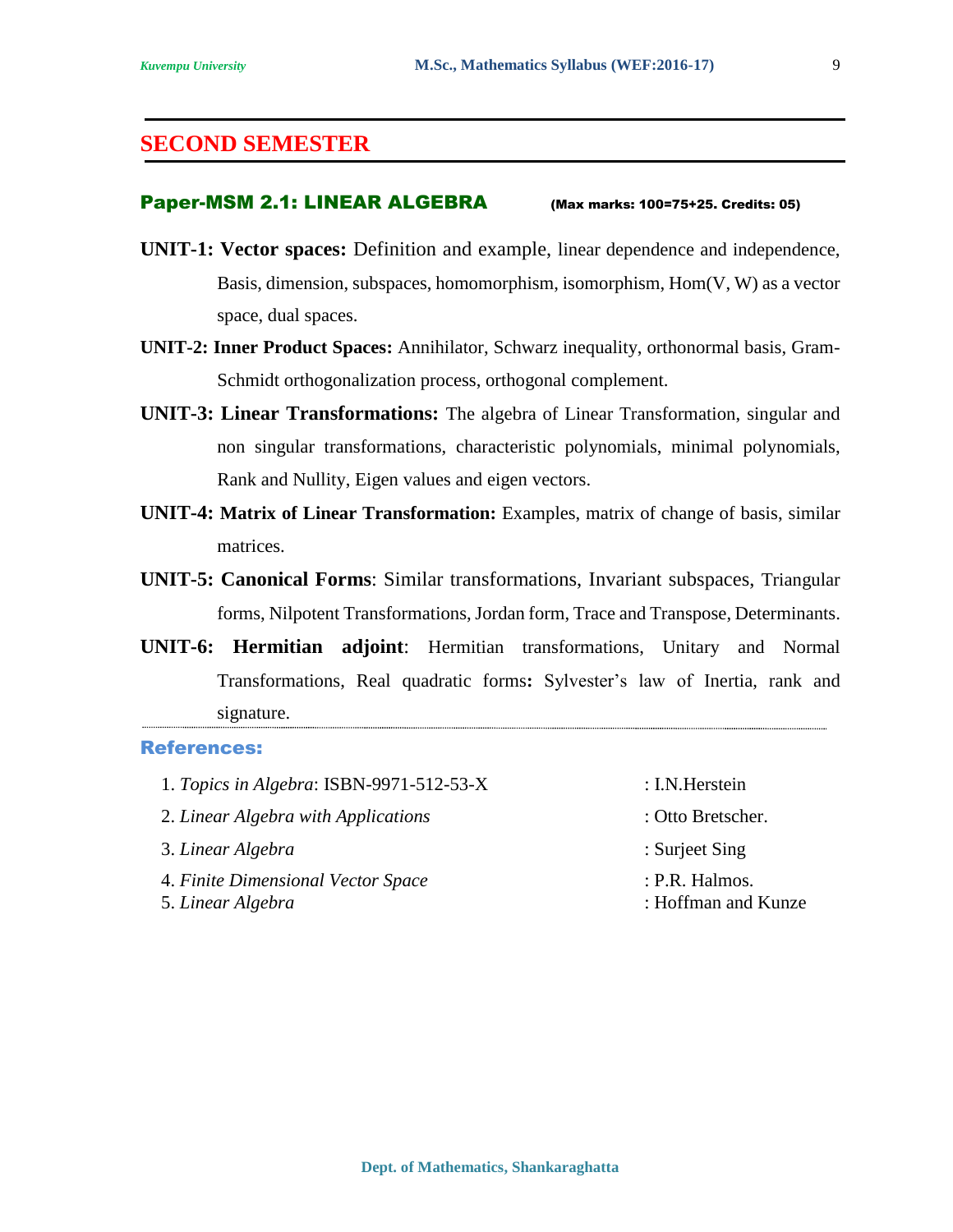# SECOND SEMESTER

## Paper-MSM 2.1: LINEAR ALGEBRA

**(Max marks: 100=75+25. Credits: 05)**

**UNIT-1: Vector spaces:** Definition and example, linear dependence and independence, Basis, dimension, subspaces, homomorphism, isomorphism, Hom(V, W) as a vector space, dual spaces.

**UNIT-2: Inner Product Spaces:** Annihilator, Schwarz inequality, orthonormal basis, Gram-Schmidt orthogonalization process, orthogonal complement.

**UNIT-3: Linear Transformations:** The algebra of Linear Transformation, singular and non singular transformations, characteristic polynomials, minimal polynomials, Rank and Nullity, Eigen values and eigen vectors.

**UNIT-4: Matrix of Linear Transformation:** Examples, matrix of change of basis, similar matrices.

**UNIT-5: Canonical Forms**: Similar transformations, Invariant subspaces, Triangular forms, Nilpotent Transformations, Jordan form, Trace and Transpose, Determinants.

**UNIT-6: Hermitian adjoint**: Hermitian transformations, Unitary and Normal Transformations, Real quadratic forms**:** Sylvester's law of Inertia, rank and signature.

### References:

1. *Topics in Algebra*: ISBN-9971-512-53-X : I.N.Herstein
2. *Linear Algebra with Applications* : Otto Bretscher.
3. *Linear Algebra* : Surjeet Sing
4. *Finite Dimensional Vector Space* : P.R. Halmos.
5. *Linear Algebra* : Hoffman and Kunze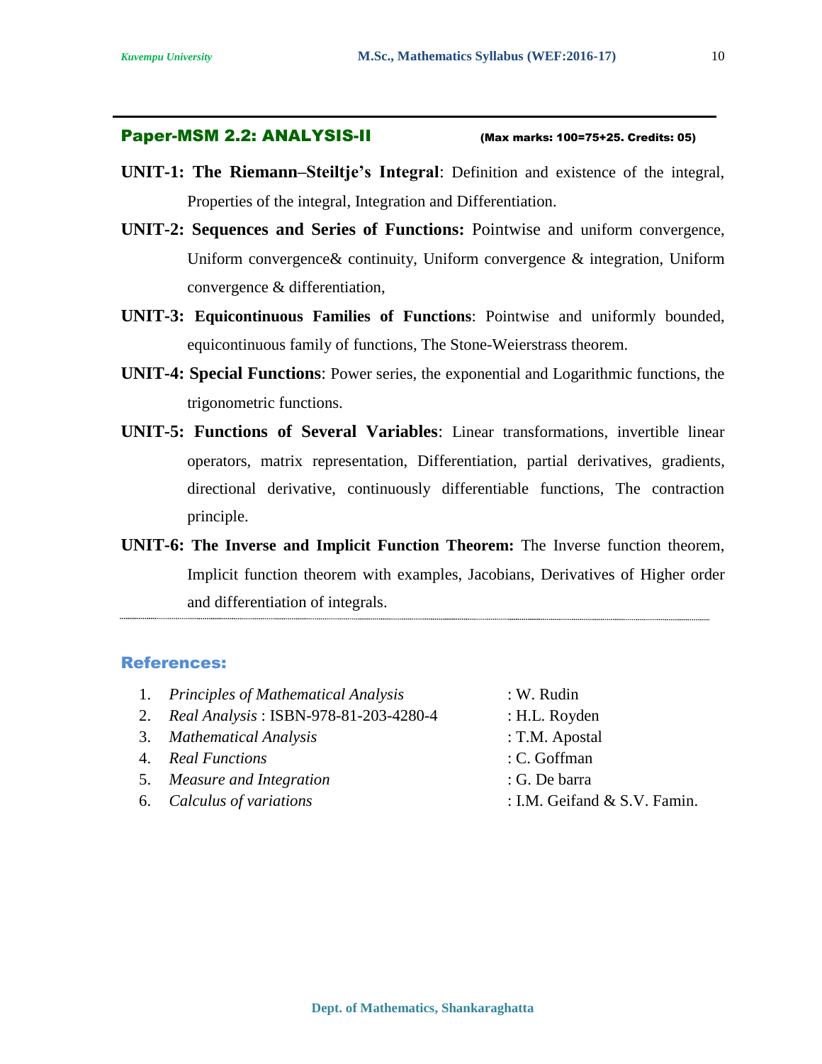## Paper-MSM 2.2: ANALYSIS-II

**(Max marks: 100=75+25. Credits: 05)**

**UNIT-1: The Riemann–Steiltje's Integral**: Definition and existence of the integral, Properties of the integral, Integration and Differentiation.

**UNIT-2: Sequences and Series of Functions:** Pointwise and uniform convergence, Uniform convergence& continuity, Uniform convergence & integration, Uniform convergence & differentiation,

**UNIT-3: Equicontinuous Families of Functions**: Pointwise and uniformly bounded, equicontinuous family of functions, The Stone-Weierstrass theorem.

**UNIT-4: Special Functions**: Power series, the exponential and Logarithmic functions, the trigonometric functions.

**UNIT-5: Functions of Several Variables**: Linear transformations, invertible linear operators, matrix representation, Differentiation, partial derivatives, gradients, directional derivative, continuously differentiable functions, The contraction principle.

**UNIT-6: The Inverse and Implicit Function Theorem:** The Inverse function theorem, Implicit function theorem with examples, Jacobians, Derivatives of Higher order and differentiation of integrals.

### References:

1. *Principles of Mathematical Analysis* : W. Rudin
2. *Real Analysis* : ISBN-978-81-203-4280-4 : H.L. Royden
3. *Mathematical Analysis* : T.M. Apostal
4. *Real Functions* : C. Goffman
5. *Measure and Integration* : G. De barra
6. *Calculus of variations* : I.M. Geifand & S.V. Famin.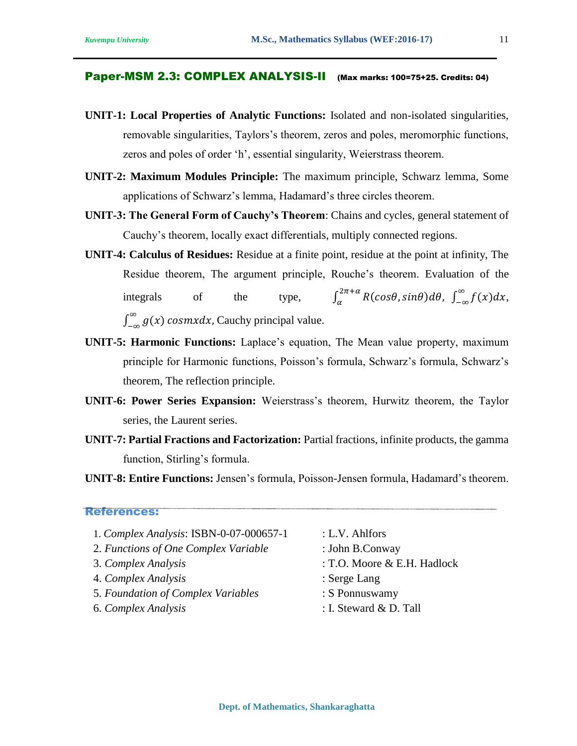## Paper-MSM 2.3: COMPLEX ANALYSIS-II (Max marks: 100=75+25. Credits: 04)

**UNIT-1: Local Properties of Analytic Functions:** Isolated and non-isolated singularities, removable singularities, Taylors's theorem, zeros and poles, meromorphic functions, zeros and poles of order 'h', essential singularity, Weierstrass theorem.

**UNIT-2: Maximum Modules Principle:** The maximum principle, Schwarz lemma, Some applications of Schwarz's lemma, Hadamard's three circles theorem.

**UNIT-3: The General Form of Cauchy's Theorem**: Chains and cycles, general statement of Cauchy's theorem, locally exact differentials, multiply connected regions.

**UNIT-4: Calculus of Residues:** Residue at a finite point, residue at the point at infinity, The Residue theorem, The argument principle, Rouche's theorem. Evaluation of the integrals of the type, $\int_{\alpha}^{2\pi+\alpha} R(cos\theta, sin\theta)d\theta$, $\int_{-\infty}^{\infty} f(x)dx$, $\int_{-\infty}^{\infty} g(x)\, cosmxdx$, Cauchy principal value.

**UNIT-5: Harmonic Functions:** Laplace's equation, The Mean value property, maximum principle for Harmonic functions, Poisson's formula, Schwarz's formula, Schwarz's theorem, The reflection principle.

**UNIT-6: Power Series Expansion:** Weierstrass's theorem, Hurwitz theorem, the Taylor series, the Laurent series.

**UNIT-7: Partial Fractions and Factorization:** Partial fractions, infinite products, the gamma function, Stirling's formula.

**UNIT-8: Entire Functions:** Jensen's formula, Poisson-Jensen formula, Hadamard's theorem.

### References:

1. *Complex Analysis*: ISBN-0-07-000657-1 : L.V. Ahlfors
2. *Functions of One Complex Variable* : John B.Conway
3. *Complex Analysis* : T.O. Moore & E.H. Hadlock
4. *Complex Analysis* : Serge Lang
5. *Foundation of Complex Variables* : S Ponnuswamy
6. *Complex Analysis* : I. Steward & D. Tall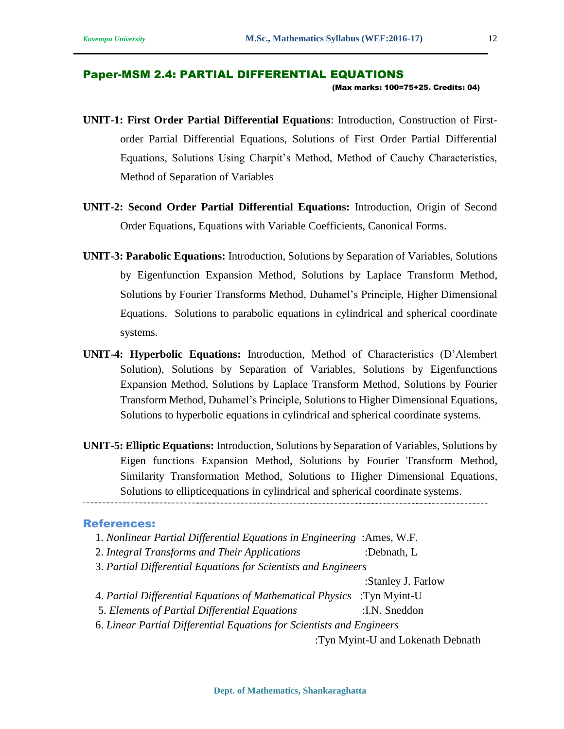## Paper-MSM 2.4: PARTIAL DIFFERENTIAL EQUATIONS

**(Max marks: 100=75+25. Credits: 04)**

**UNIT-1: First Order Partial Differential Equations**: Introduction, Construction of First-order Partial Differential Equations, Solutions of First Order Partial Differential Equations, Solutions Using Charpit's Method, Method of Cauchy Characteristics, Method of Separation of Variables

**UNIT-2: Second Order Partial Differential Equations:** Introduction, Origin of Second Order Equations, Equations with Variable Coefficients, Canonical Forms.

**UNIT-3: Parabolic Equations:** Introduction, Solutions by Separation of Variables, Solutions by Eigenfunction Expansion Method, Solutions by Laplace Transform Method, Solutions by Fourier Transforms Method, Duhamel's Principle, Higher Dimensional Equations, Solutions to parabolic equations in cylindrical and spherical coordinate systems.

**UNIT-4: Hyperbolic Equations:** Introduction, Method of Characteristics (D'Alembert Solution), Solutions by Separation of Variables, Solutions by Eigenfunctions Expansion Method, Solutions by Laplace Transform Method, Solutions by Fourier Transform Method, Duhamel's Principle, Solutions to Higher Dimensional Equations, Solutions to hyperbolic equations in cylindrical and spherical coordinate systems.

**UNIT-5: Elliptic Equations:** Introduction, Solutions by Separation of Variables, Solutions by Eigen functions Expansion Method, Solutions by Fourier Transform Method, Similarity Transformation Method, Solutions to Higher Dimensional Equations, Solutions to ellipticequations in cylindrical and spherical coordinate systems.

---

### References:

1. *Nonlinear Partial Differential Equations in Engineering* :Ames, W.F.
2. *Integral Transforms and Their Applications* :Debnath, L
3. *Partial Differential Equations for Scientists and Engineers* :Stanley J. Farlow
4. *Partial Differential Equations of Mathematical Physics* :Tyn Myint-U
5. *Elements of Partial Differential Equations* :I.N. Sneddon
6. *Linear Partial Differential Equations for Scientists and Engineers* :Tyn Myint-U and Lokenath Debnath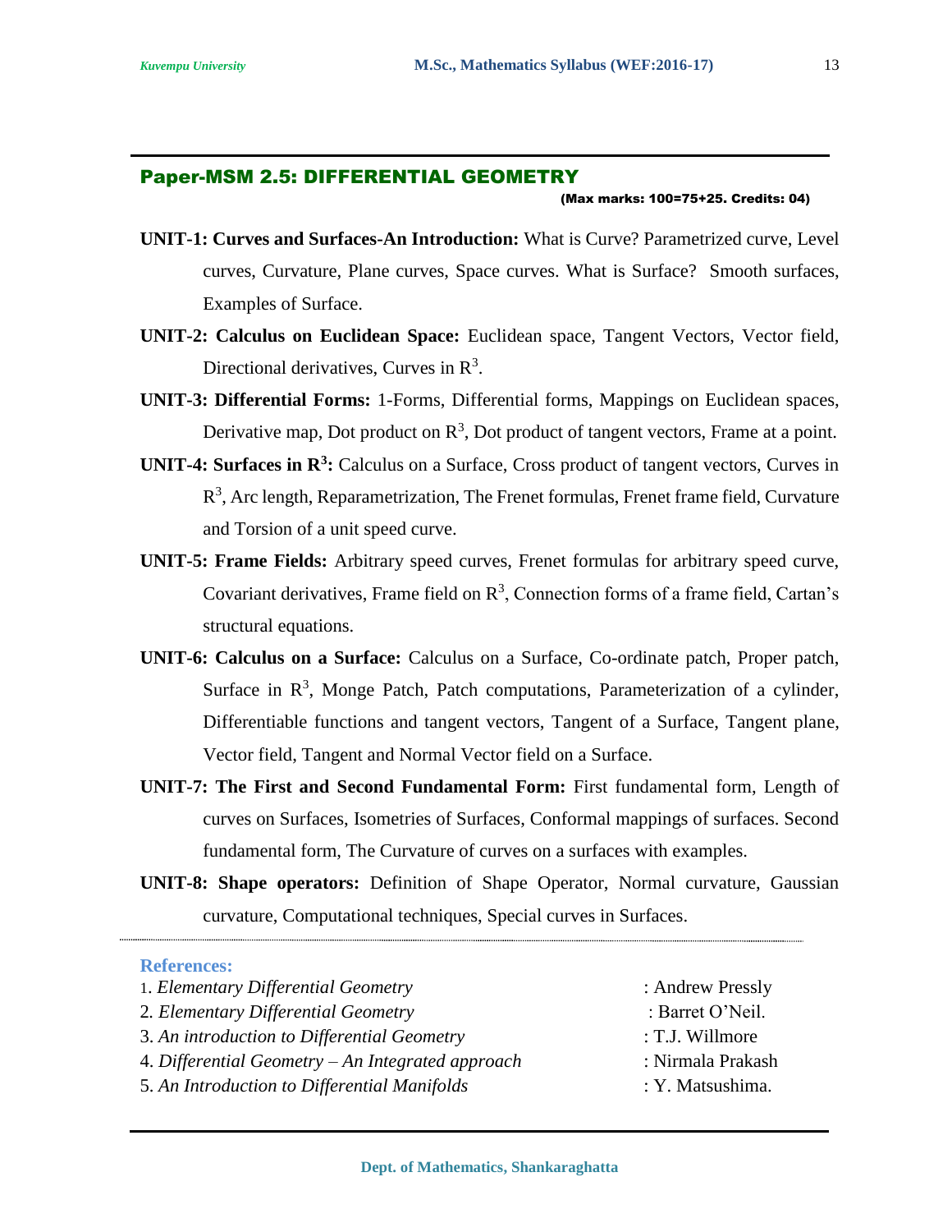## Paper-MSM 2.5: DIFFERENTIAL GEOMETRY

**(Max marks: 100=75+25. Credits: 04)**

**UNIT-1: Curves and Surfaces-An Introduction:** What is Curve? Parametrized curve, Level curves, Curvature, Plane curves, Space curves. What is Surface? Smooth surfaces, Examples of Surface.

**UNIT-2: Calculus on Euclidean Space:** Euclidean space, Tangent Vectors, Vector field, Directional derivatives, Curves in $R^3$.

**UNIT-3: Differential Forms:** 1-Forms, Differential forms, Mappings on Euclidean spaces, Derivative map, Dot product on $R^3$, Dot product of tangent vectors, Frame at a point.

**UNIT-4: Surfaces in $R^3$:** Calculus on a Surface, Cross product of tangent vectors, Curves in $R^3$, Arc length, Reparametrization, The Frenet formulas, Frenet frame field, Curvature and Torsion of a unit speed curve.

**UNIT-5: Frame Fields:** Arbitrary speed curves, Frenet formulas for arbitrary speed curve, Covariant derivatives, Frame field on $R^3$, Connection forms of a frame field, Cartan's structural equations.

**UNIT-6: Calculus on a Surface:** Calculus on a Surface, Co-ordinate patch, Proper patch, Surface in $R^3$, Monge Patch, Patch computations, Parameterization of a cylinder, Differentiable functions and tangent vectors, Tangent of a Surface, Tangent plane, Vector field, Tangent and Normal Vector field on a Surface.

**UNIT-7: The First and Second Fundamental Form:** First fundamental form, Length of curves on Surfaces, Isometries of Surfaces, Conformal mappings of surfaces. Second fundamental form, The Curvature of curves on a surfaces with examples.

**UNIT-8: Shape operators:** Definition of Shape Operator, Normal curvature, Gaussian curvature, Computational techniques, Special curves in Surfaces.

**References:**

1. *Elementary Differential Geometry* : Andrew Pressly
2. *Elementary Differential Geometry* : Barret O'Neil.
3. *An introduction to Differential Geometry* : T.J. Willmore
4. *Differential Geometry – An Integrated approach* : Nirmala Prakash
5. *An Introduction to Differential Manifolds* : Y. Matsushima.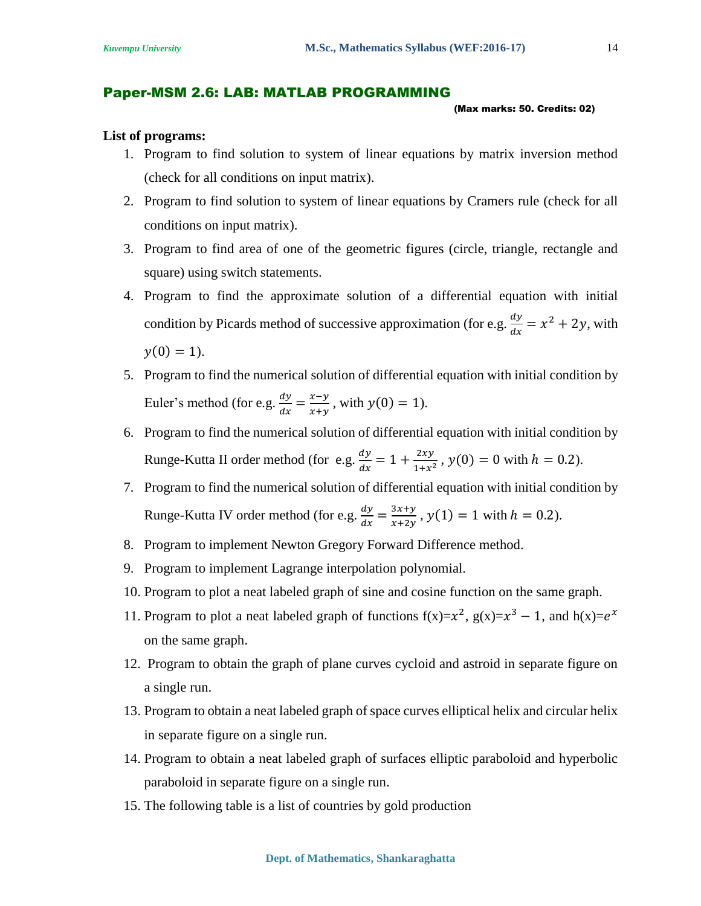## Paper-MSM 2.6: LAB: MATLAB PROGRAMMING

**(Max marks: 50. Credits: 02)**

**List of programs:**

1. Program to find solution to system of linear equations by matrix inversion method (check for all conditions on input matrix).
2. Program to find solution to system of linear equations by Cramers rule (check for all conditions on input matrix).
3. Program to find area of one of the geometric figures (circle, triangle, rectangle and square) using switch statements.
4. Program to find the approximate solution of a differential equation with initial condition by Picards method of successive approximation (for e.g. $\frac{dy}{dx} = x^2 + 2y$, with $y(0) = 1$).
5. Program to find the numerical solution of differential equation with initial condition by Euler's method (for e.g. $\frac{dy}{dx} = \frac{x-y}{x+y}$, with $y(0) = 1$).
6. Program to find the numerical solution of differential equation with initial condition by Runge-Kutta II order method (for e.g. $\frac{dy}{dx} = 1 + \frac{2xy}{1+x^2}$, $y(0) = 0$ with $h = 0.2$).
7. Program to find the numerical solution of differential equation with initial condition by Runge-Kutta IV order method (for e.g. $\frac{dy}{dx} = \frac{3x+y}{x+2y}$, $y(1) = 1$ with $h = 0.2$).
8. Program to implement Newton Gregory Forward Difference method.
9. Program to implement Lagrange interpolation polynomial.
10. Program to plot a neat labeled graph of sine and cosine function on the same graph.
11. Program to plot a neat labeled graph of functions f(x)=$x^2$, g(x)=$x^3 - 1$, and h(x)=$e^x$ on the same graph.
12. Program to obtain the graph of plane curves cycloid and astroid in separate figure on a single run.
13. Program to obtain a neat labeled graph of space curves elliptical helix and circular helix in separate figure on a single run.
14. Program to obtain a neat labeled graph of surfaces elliptic paraboloid and hyperbolic paraboloid in separate figure on a single run.
15. The following table is a list of countries by gold production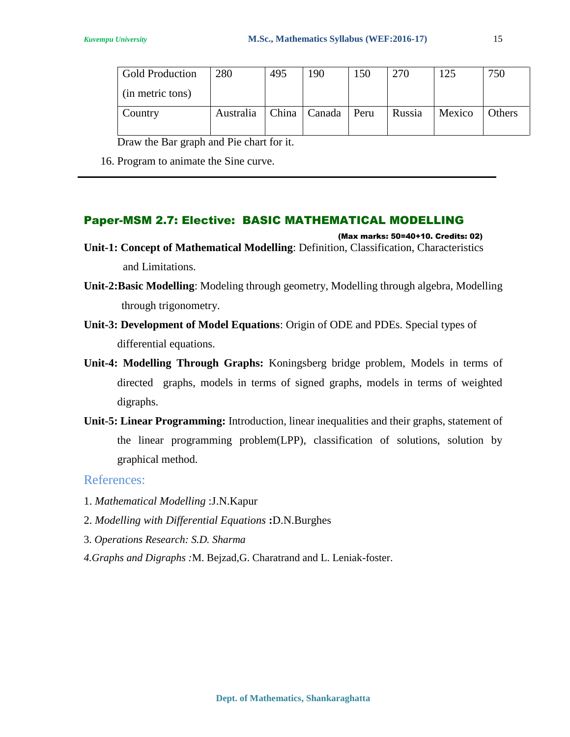| Gold Production (in metric tons) | 280 | 495 | 190 | 150 | 270 | 125 | 750 |
| --- | --- | --- | --- | --- | --- | --- | --- |
| Country | Australia | China | Canada | Peru | Russia | Mexico | Others |

Draw the Bar graph and Pie chart for it.

16. Program to animate the Sine curve.

---

## Paper-MSM 2.7: Elective: BASIC MATHEMATICAL MODELLING

**(Max marks: 50=40+10. Credits: 02)**

**Unit-1: Concept of Mathematical Modelling**: Definition, Classification, Characteristics and Limitations.

**Unit-2:Basic Modelling**: Modeling through geometry, Modelling through algebra, Modelling through trigonometry.

**Unit-3: Development of Model Equations**: Origin of ODE and PDEs. Special types of differential equations.

**Unit-4: Modelling Through Graphs:** Koningsberg bridge problem, Models in terms of directed graphs, models in terms of signed graphs, models in terms of weighted digraphs.

**Unit-5: Linear Programming:** Introduction, linear inequalities and their graphs, statement of the linear programming problem(LPP), classification of solutions, solution by graphical method.

### References:

1. *Mathematical Modelling* :J.N.Kapur
2. *Modelling with Differential Equations* **:**D.N.Burghes
3. *Operations Research: S.D. Sharma*
4. *Graphs and Digraphs :*M. Bejzad,G. Charatrand and L. Leniak-foster.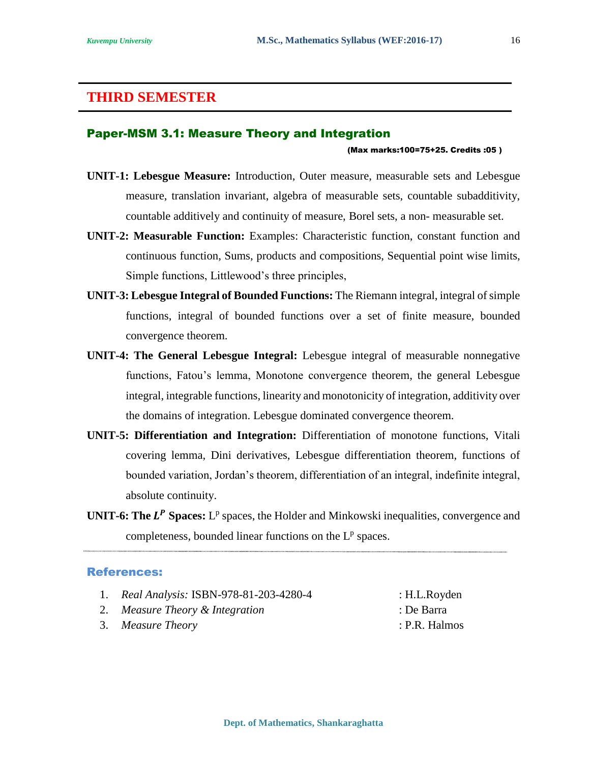# THIRD SEMESTER

## Paper-MSM 3.1: Measure Theory and Integration

**(Max marks:100=75+25. Credits :05 )**

**UNIT-1: Lebesgue Measure:** Introduction, Outer measure, measurable sets and Lebesgue measure, translation invariant, algebra of measurable sets, countable subadditivity, countable additively and continuity of measure, Borel sets, a non- measurable set.

**UNIT-2: Measurable Function:** Examples: Characteristic function, constant function and continuous function, Sums, products and compositions, Sequential point wise limits, Simple functions, Littlewood's three principles,

**UNIT-3: Lebesgue Integral of Bounded Functions:** The Riemann integral, integral of simple functions, integral of bounded functions over a set of finite measure, bounded convergence theorem.

**UNIT-4: The General Lebesgue Integral:** Lebesgue integral of measurable nonnegative functions, Fatou's lemma, Monotone convergence theorem, the general Lebesgue integral, integrable functions, linearity and monotonicity of integration, additivity over the domains of integration. Lebesgue dominated convergence theorem.

**UNIT-5: Differentiation and Integration:** Differentiation of monotone functions, Vitali covering lemma, Dini derivatives, Lebesgue differentiation theorem, functions of bounded variation, Jordan's theorem, differentiation of an integral, indefinite integral, absolute continuity.

**UNIT-6: The $L^P$ Spaces:** $L^p$ spaces, the Holder and Minkowski inequalities, convergence and completeness, bounded linear functions on the $L^p$ spaces.

---

### References:

1. *Real Analysis:* ISBN-978-81-203-4280-4 : H.L.Royden
2. *Measure Theory & Integration* : De Barra
3. *Measure Theory* : P.R. Halmos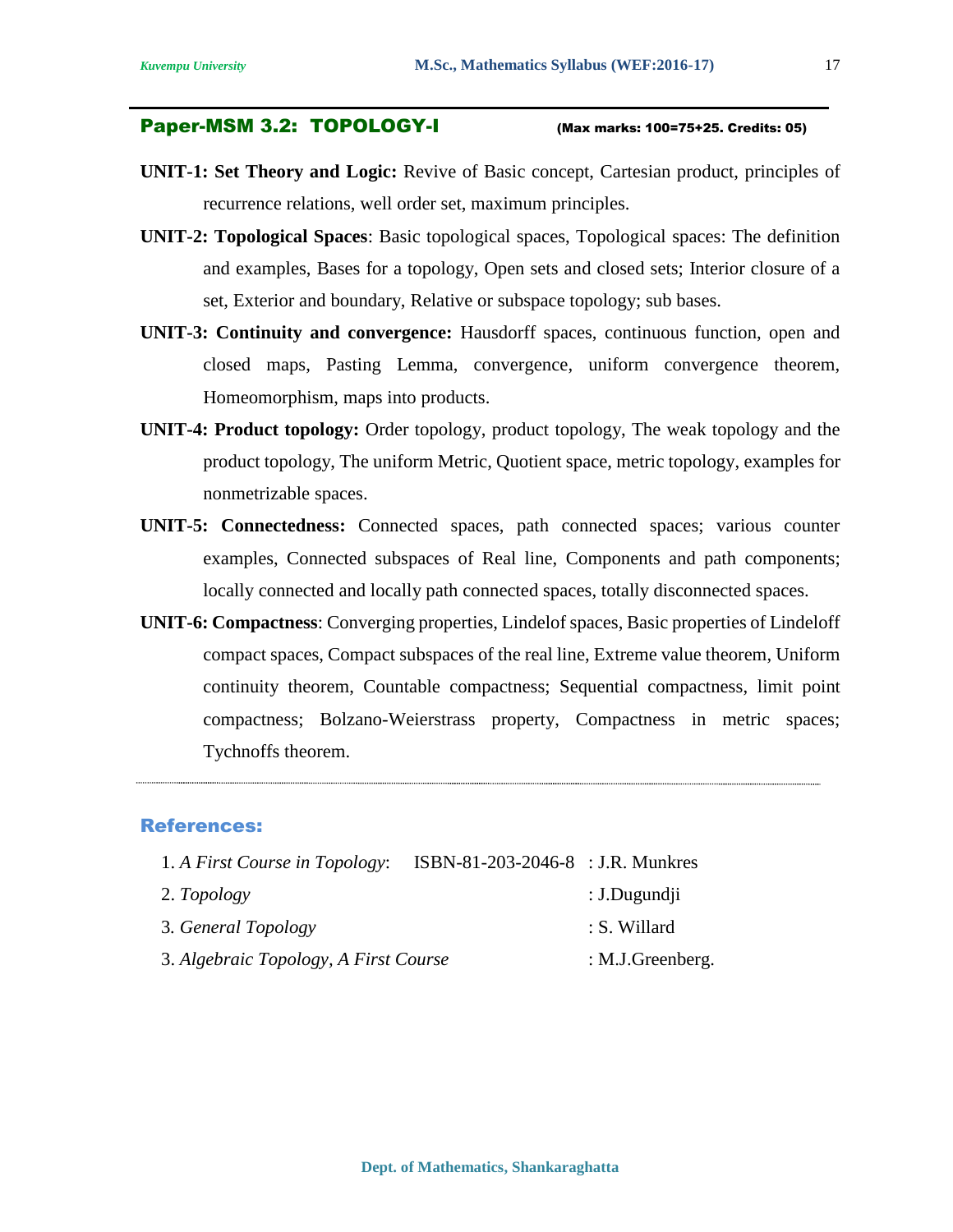## Paper-MSM 3.2: TOPOLOGY-I

**(Max marks: 100=75+25. Credits: 05)**

**UNIT-1: Set Theory and Logic:** Revive of Basic concept, Cartesian product, principles of recurrence relations, well order set, maximum principles.

**UNIT-2: Topological Spaces**: Basic topological spaces, Topological spaces: The definition and examples, Bases for a topology, Open sets and closed sets; Interior closure of a set, Exterior and boundary, Relative or subspace topology; sub bases.

**UNIT-3: Continuity and convergence:** Hausdorff spaces, continuous function, open and closed maps, Pasting Lemma, convergence, uniform convergence theorem, Homeomorphism, maps into products.

**UNIT-4: Product topology:** Order topology, product topology, The weak topology and the product topology, The uniform Metric, Quotient space, metric topology, examples for nonmetrizable spaces.

**UNIT-5: Connectedness:** Connected spaces, path connected spaces; various counter examples, Connected subspaces of Real line, Components and path components; locally connected and locally path connected spaces, totally disconnected spaces.

**UNIT-6: Compactness**: Converging properties, Lindelof spaces, Basic properties of Lindeloff compact spaces, Compact subspaces of the real line, Extreme value theorem, Uniform continuity theorem, Countable compactness; Sequential compactness, limit point compactness; Bolzano-Weierstrass property, Compactness in metric spaces; Tychnoffs theorem.

---

### References:

1. *A First Course in Topology*: ISBN-81-203-2046-8 : J.R. Munkres
2. *Topology* : J.Dugundji
3. *General Topology* : S. Willard
3. *Algebraic Topology, A First Course* : M.J.Greenberg.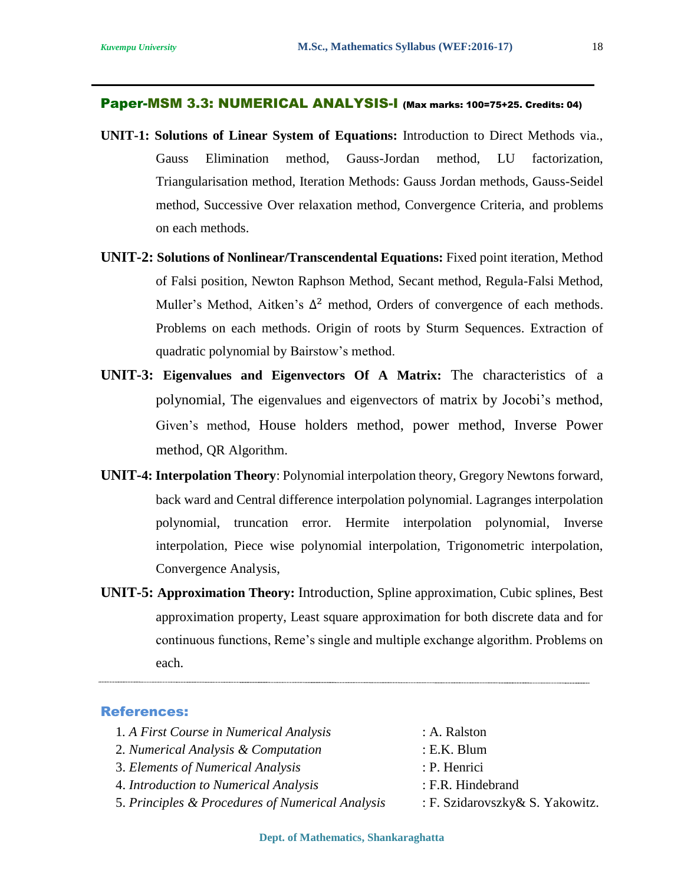## Paper-MSM 3.3: NUMERICAL ANALYSIS-I (Max marks: 100=75+25. Credits: 04)

**UNIT-1: Solutions of Linear System of Equations:** Introduction to Direct Methods via., Gauss Elimination method, Gauss-Jordan method, LU factorization, Triangularisation method, Iteration Methods: Gauss Jordan methods, Gauss-Seidel method, Successive Over relaxation method, Convergence Criteria, and problems on each methods.

**UNIT-2: Solutions of Nonlinear/Transcendental Equations:** Fixed point iteration, Method of Falsi position, Newton Raphson Method, Secant method, Regula-Falsi Method, Muller's Method, Aitken's $\Delta^2$ method, Orders of convergence of each methods. Problems on each methods. Origin of roots by Sturm Sequences. Extraction of quadratic polynomial by Bairstow's method.

**UNIT-3: Eigenvalues and Eigenvectors Of A Matrix:** The characteristics of a polynomial, The eigenvalues and eigenvectors of matrix by Jocobi's method, Given's method, House holders method, power method, Inverse Power method, QR Algorithm.

**UNIT-4: Interpolation Theory**: Polynomial interpolation theory, Gregory Newtons forward, back ward and Central difference interpolation polynomial. Lagranges interpolation polynomial, truncation error. Hermite interpolation polynomial, Inverse interpolation, Piece wise polynomial interpolation, Trigonometric interpolation, Convergence Analysis,

**UNIT-5: Approximation Theory:** Introduction, Spline approximation, Cubic splines, Best approximation property, Least square approximation for both discrete data and for continuous functions, Reme's single and multiple exchange algorithm. Problems on each.

### References:

1. *A First Course in Numerical Analysis* : A. Ralston
2. *Numerical Analysis & Computation* : E.K. Blum
3. *Elements of Numerical Analysis* : P. Henrici
4. *Introduction to Numerical Analysis* : F.R. Hindebrand
5. *Principles & Procedures of Numerical Analysis* : F. Szidarovszky& S. Yakowitz.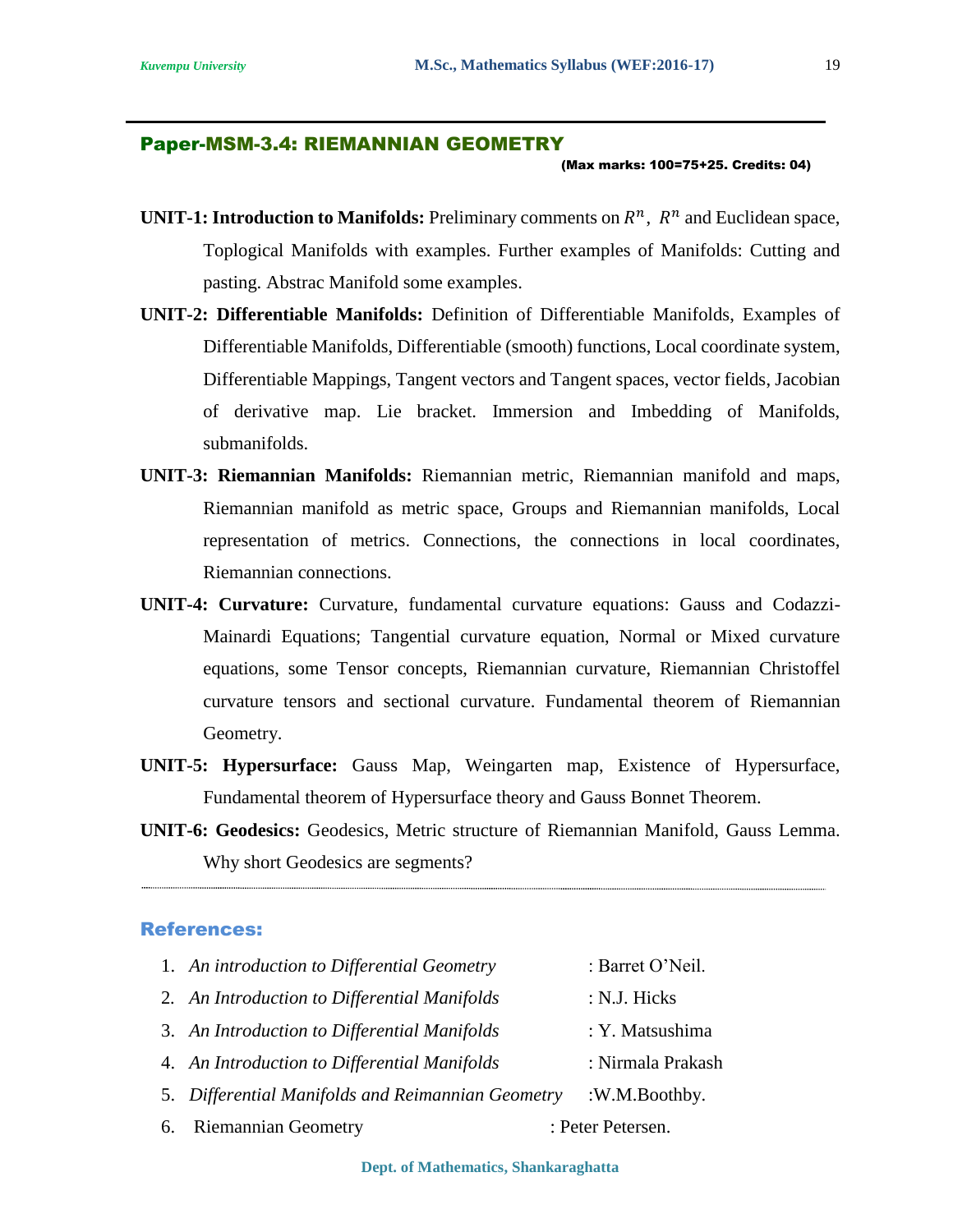## Paper-MSM-3.4: RIEMANNIAN GEOMETRY

**(Max marks: 100=75+25. Credits: 04)**

**UNIT-1: Introduction to Manifolds:** Preliminary comments on $R^n$, $R^n$ and Euclidean space, Toplogical Manifolds with examples. Further examples of Manifolds: Cutting and pasting. Abstrac Manifold some examples.

**UNIT-2: Differentiable Manifolds:** Definition of Differentiable Manifolds, Examples of Differentiable Manifolds, Differentiable (smooth) functions, Local coordinate system, Differentiable Mappings, Tangent vectors and Tangent spaces, vector fields, Jacobian of derivative map. Lie bracket. Immersion and Imbedding of Manifolds, submanifolds.

**UNIT-3: Riemannian Manifolds:** Riemannian metric, Riemannian manifold and maps, Riemannian manifold as metric space, Groups and Riemannian manifolds, Local representation of metrics. Connections, the connections in local coordinates, Riemannian connections.

**UNIT-4: Curvature:** Curvature, fundamental curvature equations: Gauss and Codazzi-Mainardi Equations; Tangential curvature equation, Normal or Mixed curvature equations, some Tensor concepts, Riemannian curvature, Riemannian Christoffel curvature tensors and sectional curvature. Fundamental theorem of Riemannian Geometry.

**UNIT-5: Hypersurface:** Gauss Map, Weingarten map, Existence of Hypersurface, Fundamental theorem of Hypersurface theory and Gauss Bonnet Theorem.

**UNIT-6: Geodesics:** Geodesics, Metric structure of Riemannian Manifold, Gauss Lemma. Why short Geodesics are segments?

### References:

1. *An introduction to Differential Geometry* : Barret O'Neil.
2. *An Introduction to Differential Manifolds* : N.J. Hicks
3. *An Introduction to Differential Manifolds* : Y. Matsushima
4. *An Introduction to Differential Manifolds* : Nirmala Prakash
5. *Differential Manifolds and Reimannian Geometry* :W.M.Boothby.
6. Riemannian Geometry : Peter Petersen.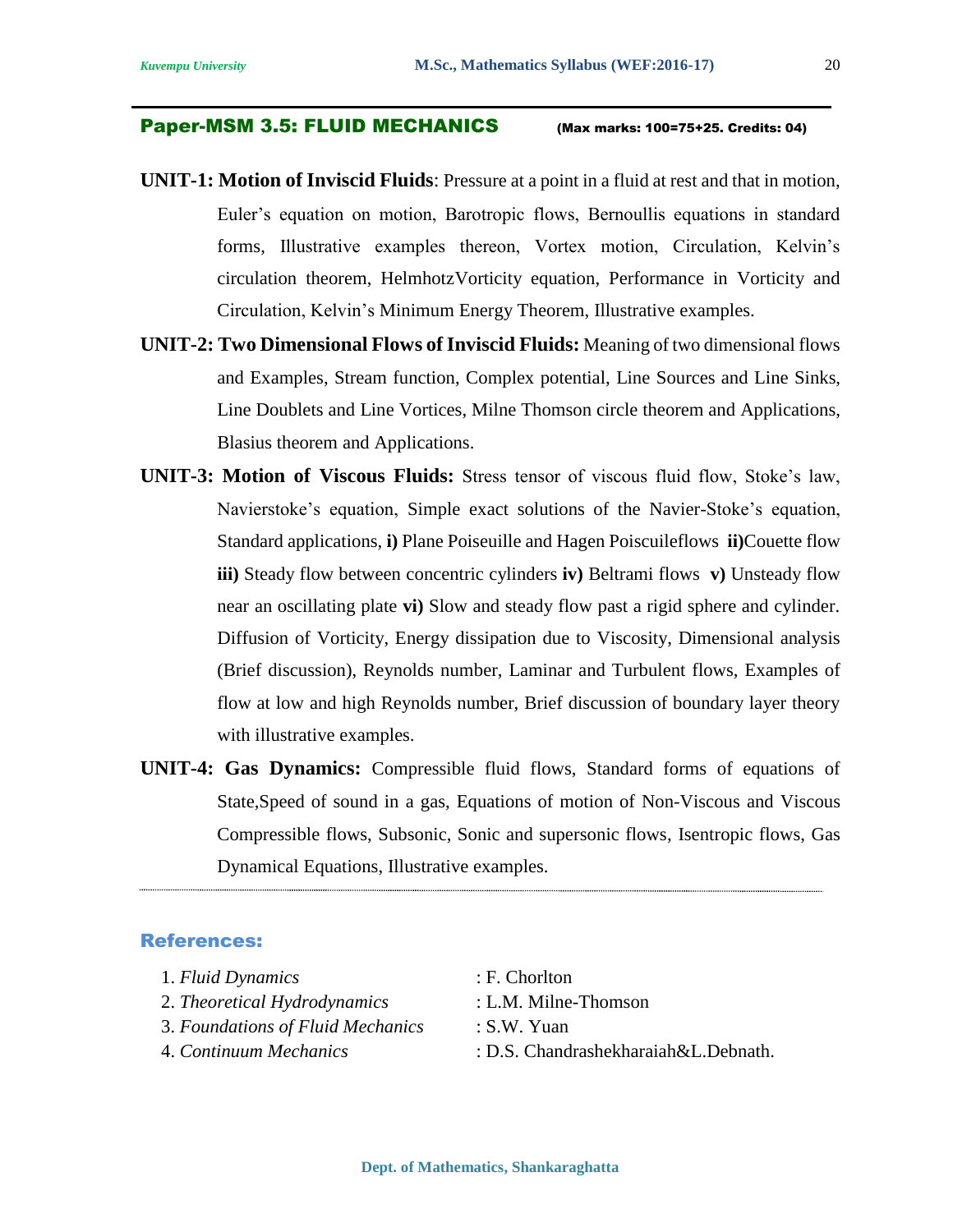## Paper-MSM 3.5: FLUID MECHANICS (Max marks: 100=75+25. Credits: 04)

**UNIT-1: Motion of Inviscid Fluids**: Pressure at a point in a fluid at rest and that in motion, Euler's equation on motion, Barotropic flows, Bernoullis equations in standard forms, Illustrative examples thereon, Vortex motion, Circulation, Kelvin's circulation theorem, HelmhotzVorticity equation, Performance in Vorticity and Circulation, Kelvin's Minimum Energy Theorem, Illustrative examples.

**UNIT-2: Two Dimensional Flows of Inviscid Fluids:** Meaning of two dimensional flows and Examples, Stream function, Complex potential, Line Sources and Line Sinks, Line Doublets and Line Vortices, Milne Thomson circle theorem and Applications, Blasius theorem and Applications.

**UNIT-3: Motion of Viscous Fluids:** Stress tensor of viscous fluid flow, Stoke's law, Navierstoke's equation, Simple exact solutions of the Navier-Stoke's equation, Standard applications, **i)** Plane Poiseuille and Hagen Poiscuileflows **ii)**Couette flow **iii)** Steady flow between concentric cylinders **iv)** Beltrami flows **v)** Unsteady flow near an oscillating plate **vi)** Slow and steady flow past a rigid sphere and cylinder. Diffusion of Vorticity, Energy dissipation due to Viscosity, Dimensional analysis (Brief discussion), Reynolds number, Laminar and Turbulent flows, Examples of flow at low and high Reynolds number, Brief discussion of boundary layer theory with illustrative examples.

**UNIT-4: Gas Dynamics:** Compressible fluid flows, Standard forms of equations of State,Speed of sound in a gas, Equations of motion of Non-Viscous and Viscous Compressible flows, Subsonic, Sonic and supersonic flows, Isentropic flows, Gas Dynamical Equations, Illustrative examples.

---

### References:

1. *Fluid Dynamics* : F. Chorlton
2. *Theoretical Hydrodynamics* : L.M. Milne-Thomson
3. *Foundations of Fluid Mechanics* : S.W. Yuan
4. *Continuum Mechanics* : D.S. Chandrashekharaiah&L.Debnath.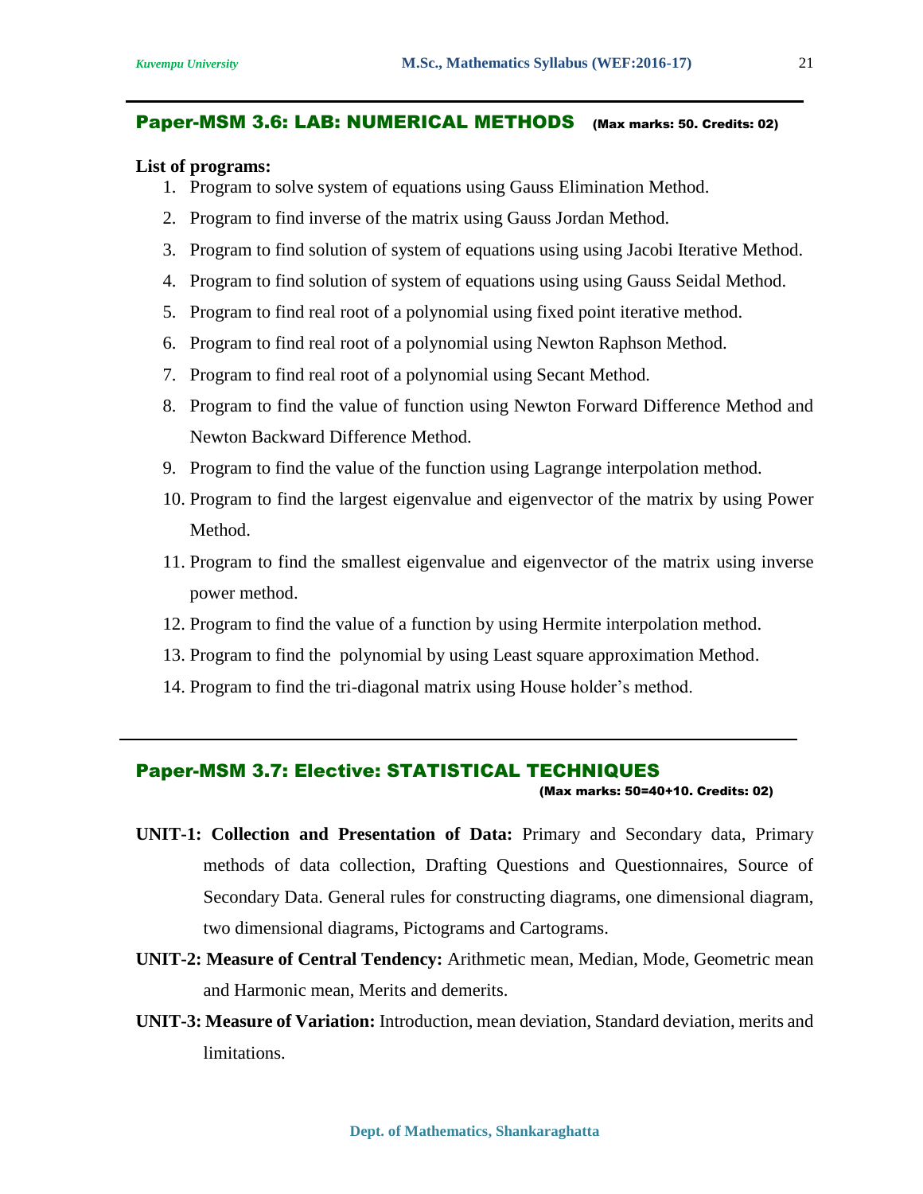## Paper-MSM 3.6: LAB: NUMERICAL METHODS (Max marks: 50. Credits: 02)

**List of programs:**

1. Program to solve system of equations using Gauss Elimination Method.
2. Program to find inverse of the matrix using Gauss Jordan Method.
3. Program to find solution of system of equations using using Jacobi Iterative Method.
4. Program to find solution of system of equations using using Gauss Seidal Method.
5. Program to find real root of a polynomial using fixed point iterative method.
6. Program to find real root of a polynomial using Newton Raphson Method.
7. Program to find real root of a polynomial using Secant Method.
8. Program to find the value of function using Newton Forward Difference Method and Newton Backward Difference Method.
9. Program to find the value of the function using Lagrange interpolation method.
10. Program to find the largest eigenvalue and eigenvector of the matrix by using Power Method.
11. Program to find the smallest eigenvalue and eigenvector of the matrix using inverse power method.
12. Program to find the value of a function by using Hermite interpolation method.
13. Program to find the polynomial by using Least square approximation Method.
14. Program to find the tri-diagonal matrix using House holder's method.

---

## Paper-MSM 3.7: Elective: STATISTICAL TECHNIQUES

(Max marks: 50=40+10. Credits: 02)

**UNIT-1: Collection and Presentation of Data:** Primary and Secondary data, Primary methods of data collection, Drafting Questions and Questionnaires, Source of Secondary Data. General rules for constructing diagrams, one dimensional diagram, two dimensional diagrams, Pictograms and Cartograms.

**UNIT-2: Measure of Central Tendency:** Arithmetic mean, Median, Mode, Geometric mean and Harmonic mean, Merits and demerits.

**UNIT-3: Measure of Variation:** Introduction, mean deviation, Standard deviation, merits and limitations.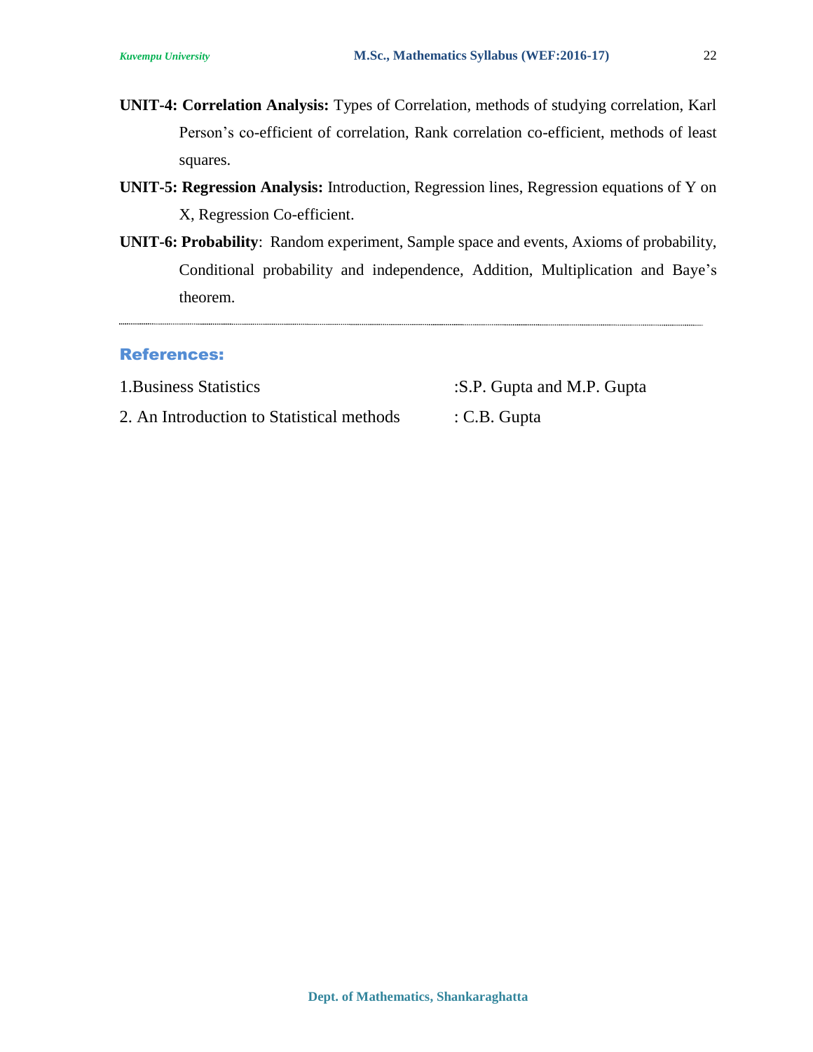**UNIT-4: Correlation Analysis:** Types of Correlation, methods of studying correlation, Karl Person's co-efficient of correlation, Rank correlation co-efficient, methods of least squares.

**UNIT-5: Regression Analysis:** Introduction, Regression lines, Regression equations of Y on X, Regression Co-efficient.

**UNIT-6: Probability**: Random experiment, Sample space and events, Axioms of probability, Conditional probability and independence, Addition, Multiplication and Baye's theorem.

## References:

1.Business Statistics :S.P. Gupta and M.P. Gupta

2. An Introduction to Statistical methods : C.B. Gupta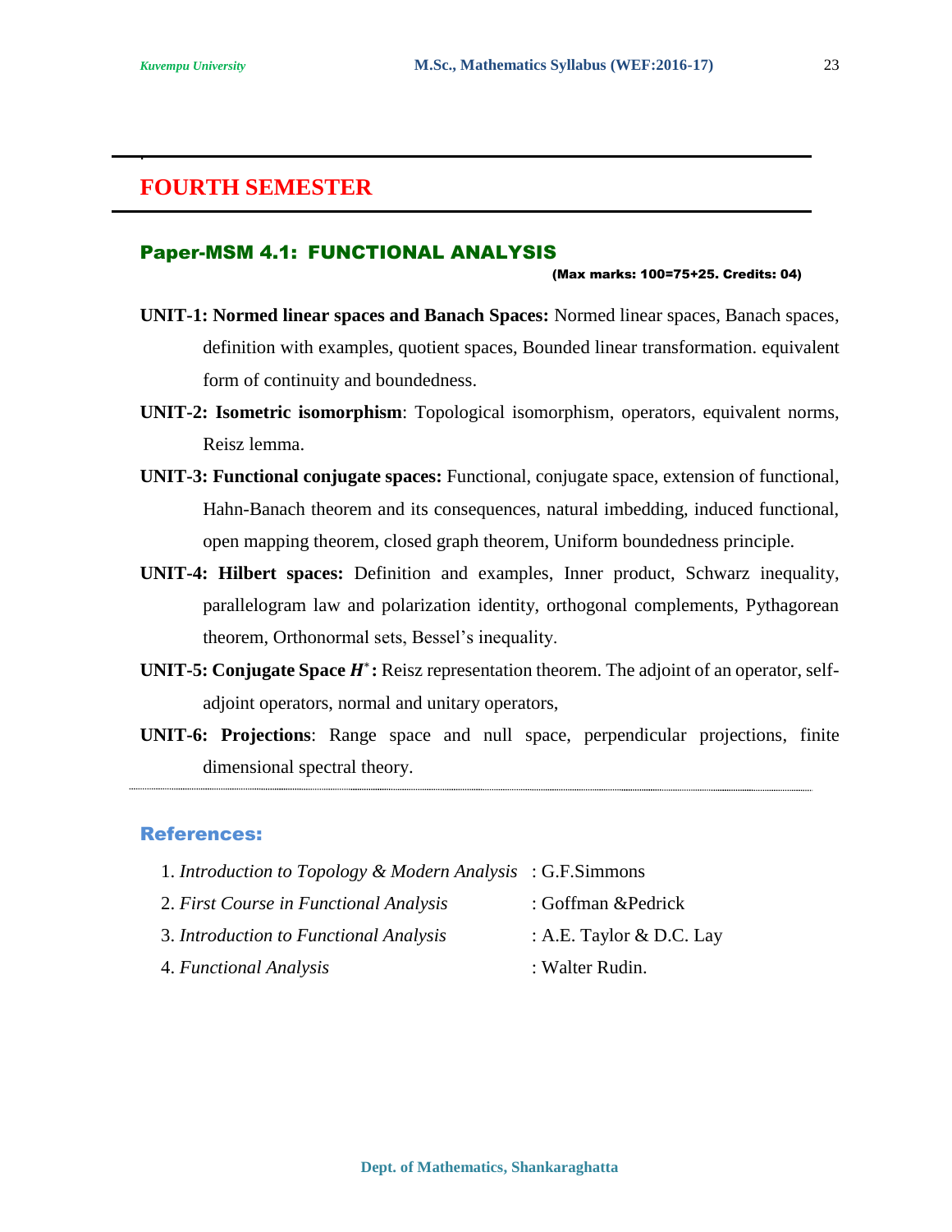# FOURTH SEMESTER

## Paper-MSM 4.1: FUNCTIONAL ANALYSIS

**(Max marks: 100=75+25. Credits: 04)**

**UNIT-1: Normed linear spaces and Banach Spaces:** Normed linear spaces, Banach spaces, definition with examples, quotient spaces, Bounded linear transformation. equivalent form of continuity and boundedness.

**UNIT-2: Isometric isomorphism**: Topological isomorphism, operators, equivalent norms, Reisz lemma.

**UNIT-3: Functional conjugate spaces:** Functional, conjugate space, extension of functional, Hahn-Banach theorem and its consequences, natural imbedding, induced functional, open mapping theorem, closed graph theorem, Uniform boundedness principle.

**UNIT-4: Hilbert spaces:** Definition and examples, Inner product, Schwarz inequality, parallelogram law and polarization identity, orthogonal complements, Pythagorean theorem, Orthonormal sets, Bessel's inequality.

**UNIT-5: Conjugate Space $H^*$:** Reisz representation theorem. The adjoint of an operator, self-adjoint operators, normal and unitary operators,

**UNIT-6: Projections**: Range space and null space, perpendicular projections, finite dimensional spectral theory.

### References:

1. *Introduction to Topology & Modern Analysis* : G.F.Simmons
2. *First Course in Functional Analysis* : Goffman &Pedrick
3. *Introduction to Functional Analysis* : A.E. Taylor & D.C. Lay
4. *Functional Analysis* : Walter Rudin.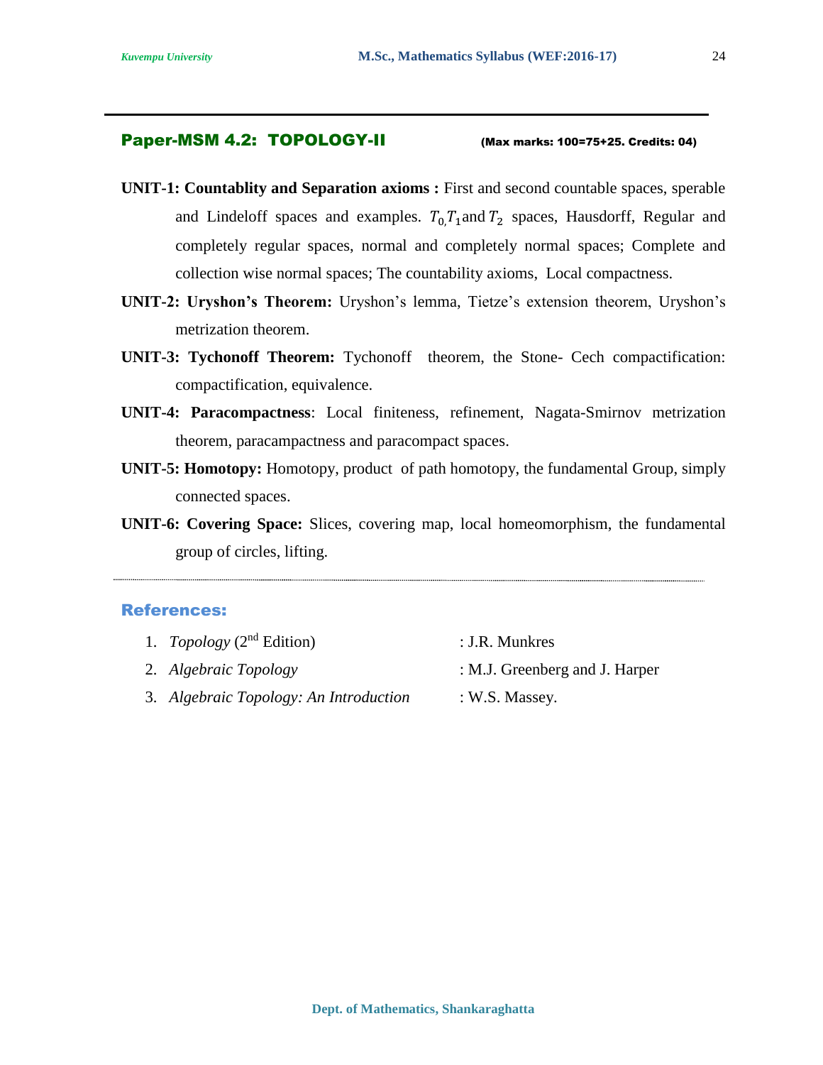## Paper-MSM 4.2: TOPOLOGY-II

**(Max marks: 100=75+25. Credits: 04)**

**UNIT-1: Countablity and Separation axioms :** First and second countable spaces, sperable and Lindeloff spaces and examples. $T_{0,}T_1$ and $T_2$ spaces, Hausdorff, Regular and completely regular spaces, normal and completely normal spaces; Complete and collection wise normal spaces; The countability axioms, Local compactness.

**UNIT-2: Uryshon's Theorem:** Uryshon's lemma, Tietze's extension theorem, Uryshon's metrization theorem.

**UNIT-3: Tychonoff Theorem:** Tychonoff theorem, the Stone- Cech compactification: compactification, equivalence.

**UNIT-4: Paracompactness**: Local finiteness, refinement, Nagata-Smirnov metrization theorem, paracampactness and paracompact spaces.

**UNIT-5: Homotopy:** Homotopy, product of path homotopy, the fundamental Group, simply connected spaces.

**UNIT-6: Covering Space:** Slices, covering map, local homeomorphism, the fundamental group of circles, lifting.

### References:

1. *Topology* (2nd Edition) : J.R. Munkres
2. *Algebraic Topology* : M.J. Greenberg and J. Harper
3. *Algebraic Topology: An Introduction* : W.S. Massey.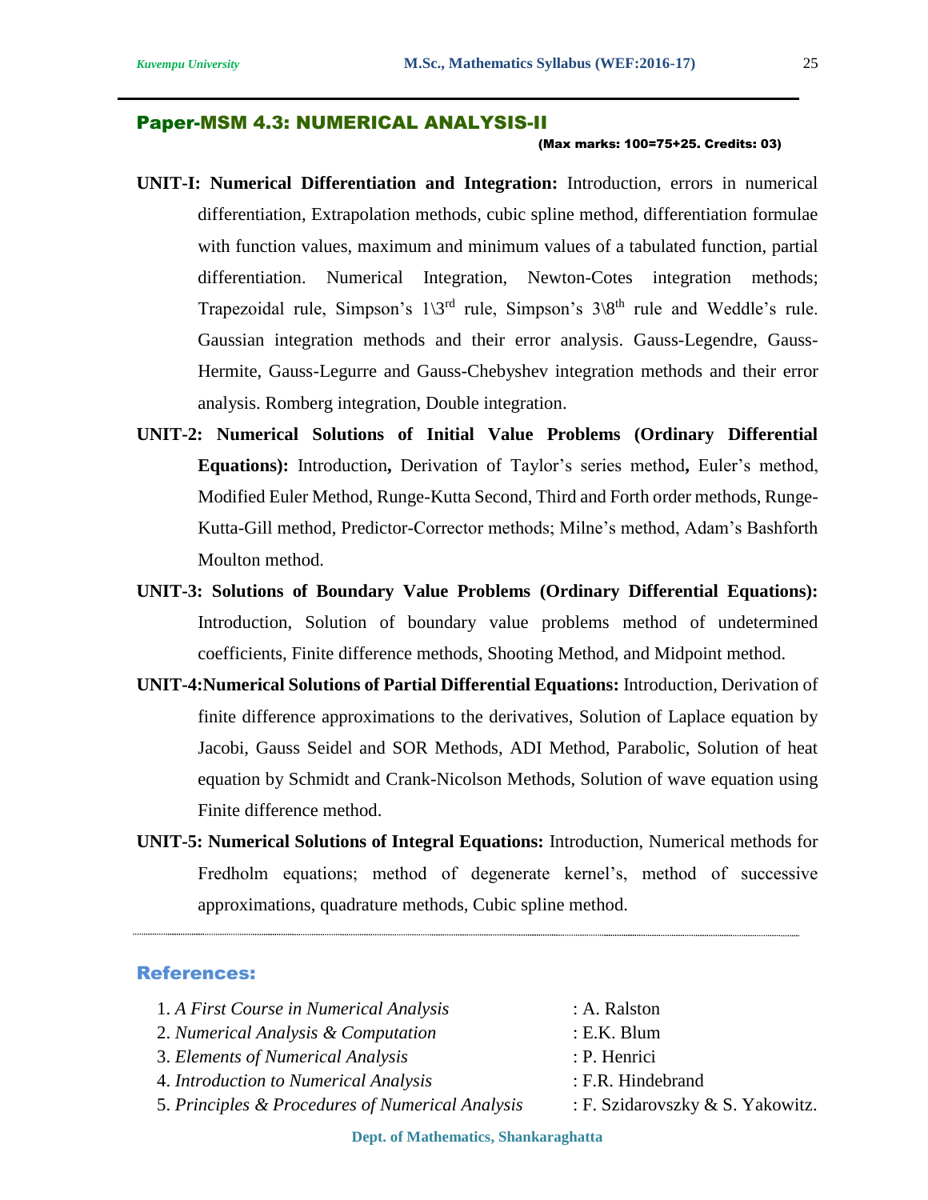## Paper-MSM 4.3: NUMERICAL ANALYSIS-II

**(Max marks: 100=75+25. Credits: 03)**

**UNIT-I: Numerical Differentiation and Integration:** Introduction, errors in numerical differentiation, Extrapolation methods, cubic spline method, differentiation formulae with function values, maximum and minimum values of a tabulated function, partial differentiation. Numerical Integration, Newton-Cotes integration methods; Trapezoidal rule, Simpson's 1\3rd rule, Simpson's 3\8th rule and Weddle's rule. Gaussian integration methods and their error analysis. Gauss-Legendre, Gauss-Hermite, Gauss-Legurre and Gauss-Chebyshev integration methods and their error analysis. Romberg integration, Double integration.

**UNIT-2: Numerical Solutions of Initial Value Problems (Ordinary Differential Equations):** Introduction**,** Derivation of Taylor's series method**,** Euler's method, Modified Euler Method, Runge-Kutta Second, Third and Forth order methods, Runge-Kutta-Gill method, Predictor-Corrector methods; Milne's method, Adam's Bashforth Moulton method.

**UNIT-3: Solutions of Boundary Value Problems (Ordinary Differential Equations):** Introduction, Solution of boundary value problems method of undetermined coefficients, Finite difference methods, Shooting Method, and Midpoint method.

**UNIT-4:Numerical Solutions of Partial Differential Equations:** Introduction, Derivation of finite difference approximations to the derivatives, Solution of Laplace equation by Jacobi, Gauss Seidel and SOR Methods, ADI Method, Parabolic, Solution of heat equation by Schmidt and Crank-Nicolson Methods, Solution of wave equation using Finite difference method.

**UNIT-5: Numerical Solutions of Integral Equations:** Introduction, Numerical methods for Fredholm equations; method of degenerate kernel's, method of successive approximations, quadrature methods, Cubic spline method.

---

### References:

1. *A First Course in Numerical Analysis* : A. Ralston
2. *Numerical Analysis & Computation* : E.K. Blum
3. *Elements of Numerical Analysis* : P. Henrici
4. *Introduction to Numerical Analysis* : F.R. Hindebrand
5. *Principles & Procedures of Numerical Analysis* : F. Szidarovszky & S. Yakowitz.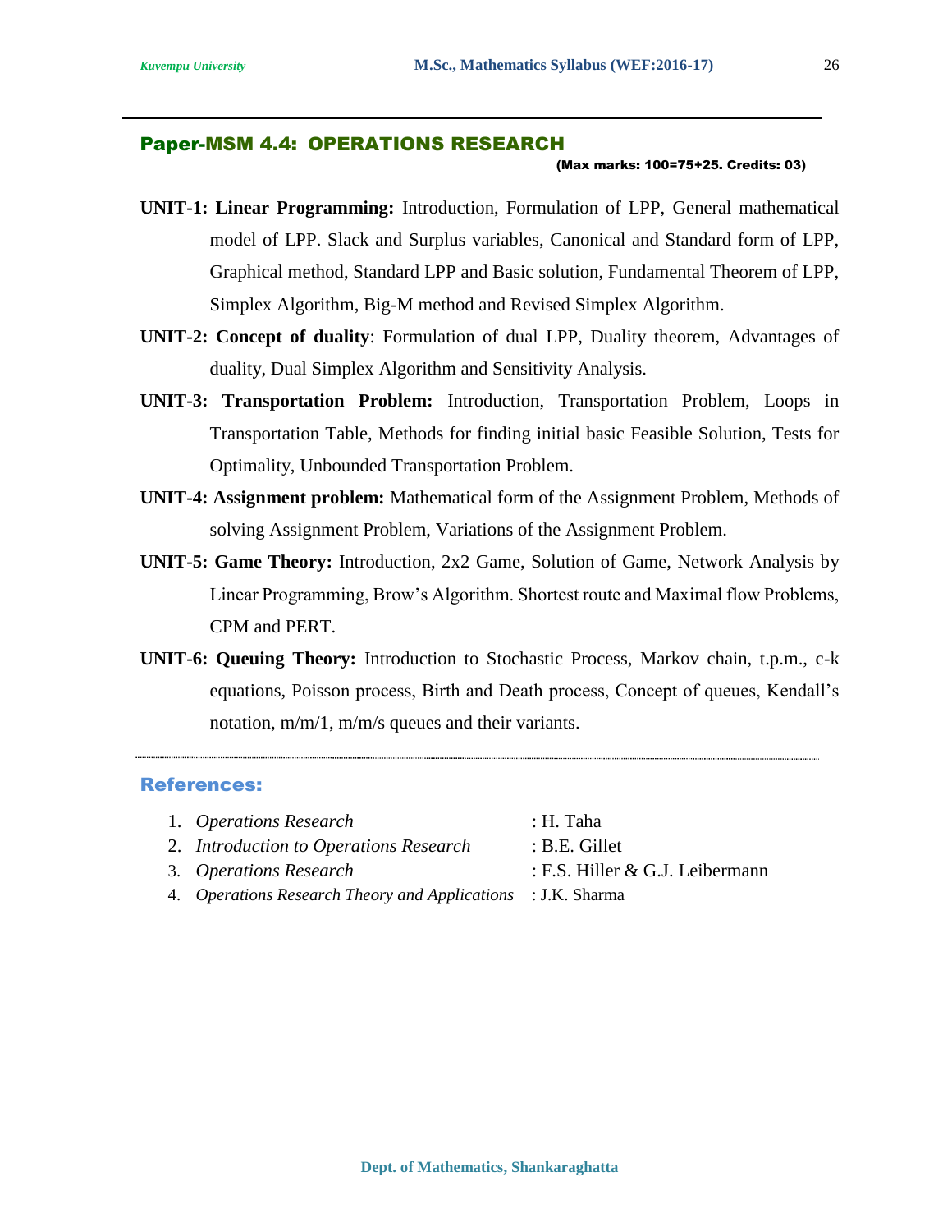## Paper-MSM 4.4: OPERATIONS RESEARCH

**(Max marks: 100=75+25. Credits: 03)**

**UNIT-1: Linear Programming:** Introduction, Formulation of LPP, General mathematical model of LPP. Slack and Surplus variables, Canonical and Standard form of LPP, Graphical method, Standard LPP and Basic solution, Fundamental Theorem of LPP, Simplex Algorithm, Big-M method and Revised Simplex Algorithm.

**UNIT-2: Concept of duality**: Formulation of dual LPP, Duality theorem, Advantages of duality, Dual Simplex Algorithm and Sensitivity Analysis.

**UNIT-3: Transportation Problem:** Introduction, Transportation Problem, Loops in Transportation Table, Methods for finding initial basic Feasible Solution, Tests for Optimality, Unbounded Transportation Problem.

**UNIT-4: Assignment problem:** Mathematical form of the Assignment Problem, Methods of solving Assignment Problem, Variations of the Assignment Problem.

**UNIT-5: Game Theory:** Introduction, 2x2 Game, Solution of Game, Network Analysis by Linear Programming, Brow's Algorithm. Shortest route and Maximal flow Problems, CPM and PERT.

**UNIT-6: Queuing Theory:** Introduction to Stochastic Process, Markov chain, t.p.m., c-k equations, Poisson process, Birth and Death process, Concept of queues, Kendall's notation, m/m/1, m/m/s queues and their variants.

### References:

1. *Operations Research* : H. Taha
2. *Introduction to Operations Research* : B.E. Gillet
3. *Operations Research* : F.S. Hiller & G.J. Leibermann
4. *Operations Research Theory and Applications* : J.K. Sharma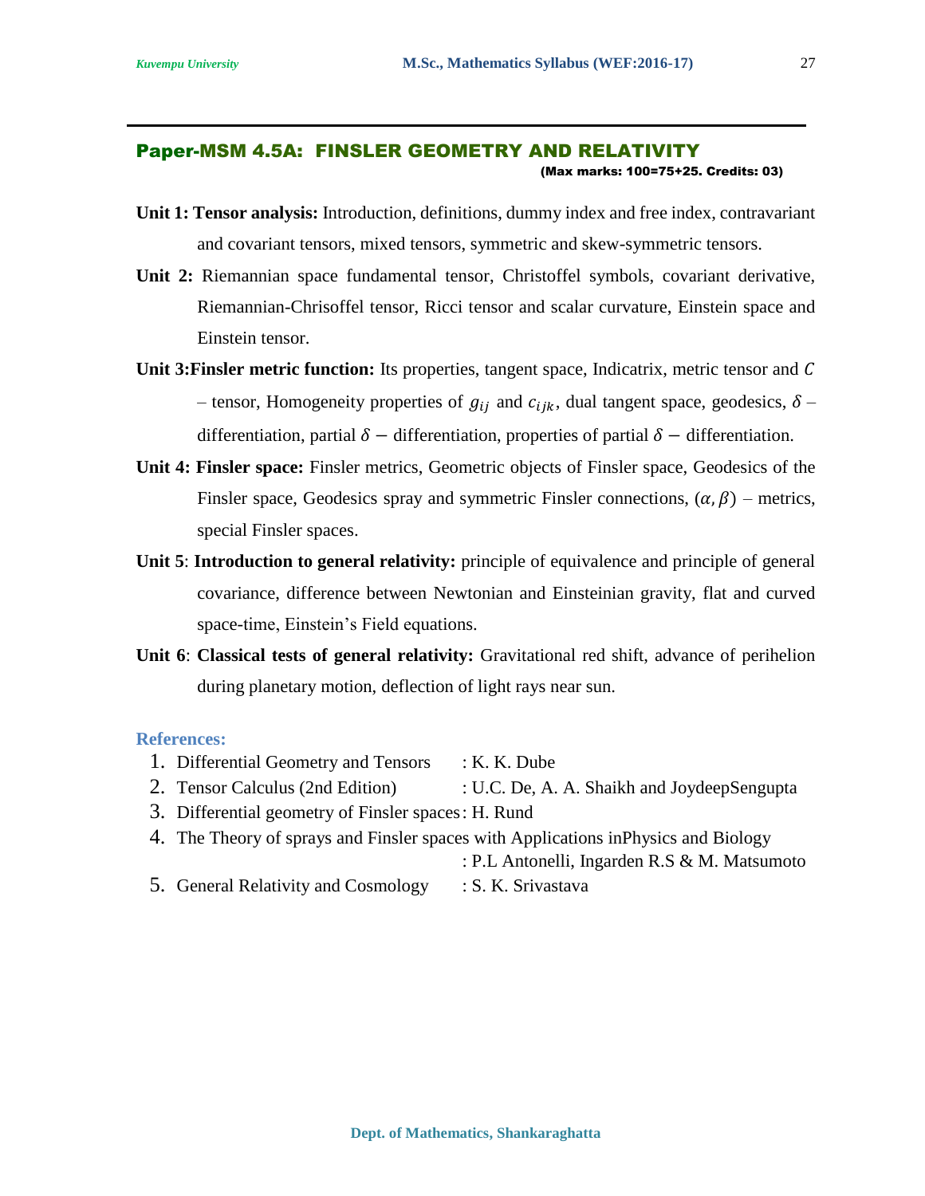## Paper-MSM 4.5A: FINSLER GEOMETRY AND RELATIVITY

**(Max marks: 100=75+25. Credits: 03)**

**Unit 1: Tensor analysis:** Introduction, definitions, dummy index and free index, contravariant and covariant tensors, mixed tensors, symmetric and skew-symmetric tensors.

**Unit 2:** Riemannian space fundamental tensor, Christoffel symbols, covariant derivative, Riemannian-Chrisoffel tensor, Ricci tensor and scalar curvature, Einstein space and Einstein tensor.

**Unit 3:Finsler metric function:** Its properties, tangent space, Indicatrix, metric tensor and $C$ – tensor, Homogeneity properties of $g_{ij}$ and $c_{ijk}$, dual tangent space, geodesics, $\delta$ – differentiation, partial $\delta -$ differentiation, properties of partial $\delta -$ differentiation.

**Unit 4: Finsler space:** Finsler metrics, Geometric objects of Finsler space, Geodesics of the Finsler space, Geodesics spray and symmetric Finsler connections, $(\alpha, \beta)$ – metrics, special Finsler spaces.

**Unit 5**: **Introduction to general relativity:** principle of equivalence and principle of general covariance, difference between Newtonian and Einsteinian gravity, flat and curved space-time, Einstein's Field equations.

**Unit 6**: **Classical tests of general relativity:** Gravitational red shift, advance of perihelion during planetary motion, deflection of light rays near sun.

### References:

1. Differential Geometry and Tensors : K. K. Dube
2. Tensor Calculus (2nd Edition) : U.C. De, A. A. Shaikh and JoydeepSengupta
3. Differential geometry of Finsler spaces: H. Rund
4. The Theory of sprays and Finsler spaces with Applications inPhysics and Biology : P.L Antonelli, Ingarden R.S & M. Matsumoto
5. General Relativity and Cosmology : S. K. Srivastava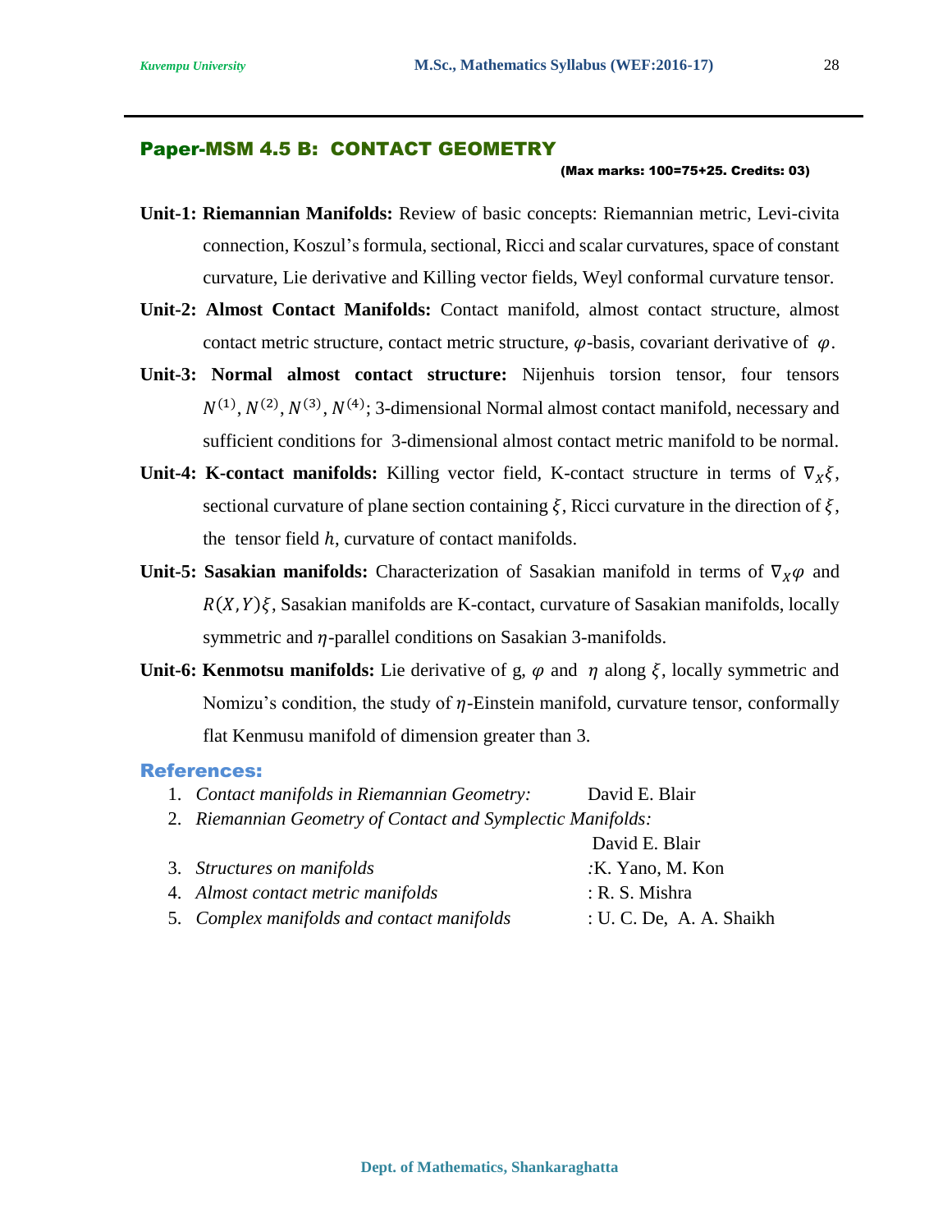## Paper-MSM 4.5 B: CONTACT GEOMETRY

**(Max marks: 100=75+25. Credits: 03)**

**Unit-1: Riemannian Manifolds:** Review of basic concepts: Riemannian metric, Levi-civita connection, Koszul's formula, sectional, Ricci and scalar curvatures, space of constant curvature, Lie derivative and Killing vector fields, Weyl conformal curvature tensor.

**Unit-2: Almost Contact Manifolds:** Contact manifold, almost contact structure, almost contact metric structure, contact metric structure, $\varphi$-basis, covariant derivative of $\varphi$.

**Unit-3: Normal almost contact structure:** Nijenhuis torsion tensor, four tensors $N^{(1)}, N^{(2)}, N^{(3)}, N^{(4)}$; 3-dimensional Normal almost contact manifold, necessary and sufficient conditions for 3-dimensional almost contact metric manifold to be normal.

**Unit-4: K-contact manifolds:** Killing vector field, K-contact structure in terms of $\nabla_X \xi$, sectional curvature of plane section containing $\xi$, Ricci curvature in the direction of $\xi$, the tensor field $h$, curvature of contact manifolds.

**Unit-5: Sasakian manifolds:** Characterization of Sasakian manifold in terms of $\nabla_X \varphi$ and $R(X, Y)\xi$, Sasakian manifolds are K-contact, curvature of Sasakian manifolds, locally symmetric and $\eta$-parallel conditions on Sasakian 3-manifolds.

**Unit-6: Kenmotsu manifolds:** Lie derivative of g, $\varphi$ and $\eta$ along $\xi$, locally symmetric and Nomizu's condition, the study of $\eta$-Einstein manifold, curvature tensor, conformally flat Kenmusu manifold of dimension greater than 3.

### References:

1. *Contact manifolds in Riemannian Geometry:* David E. Blair
2. *Riemannian Geometry of Contact and Symplectic Manifolds:* David E. Blair
3. *Structures on manifolds* :K. Yano, M. Kon
4. *Almost contact metric manifolds* : R. S. Mishra
5. *Complex manifolds and contact manifolds* : U. C. De, A. A. Shaikh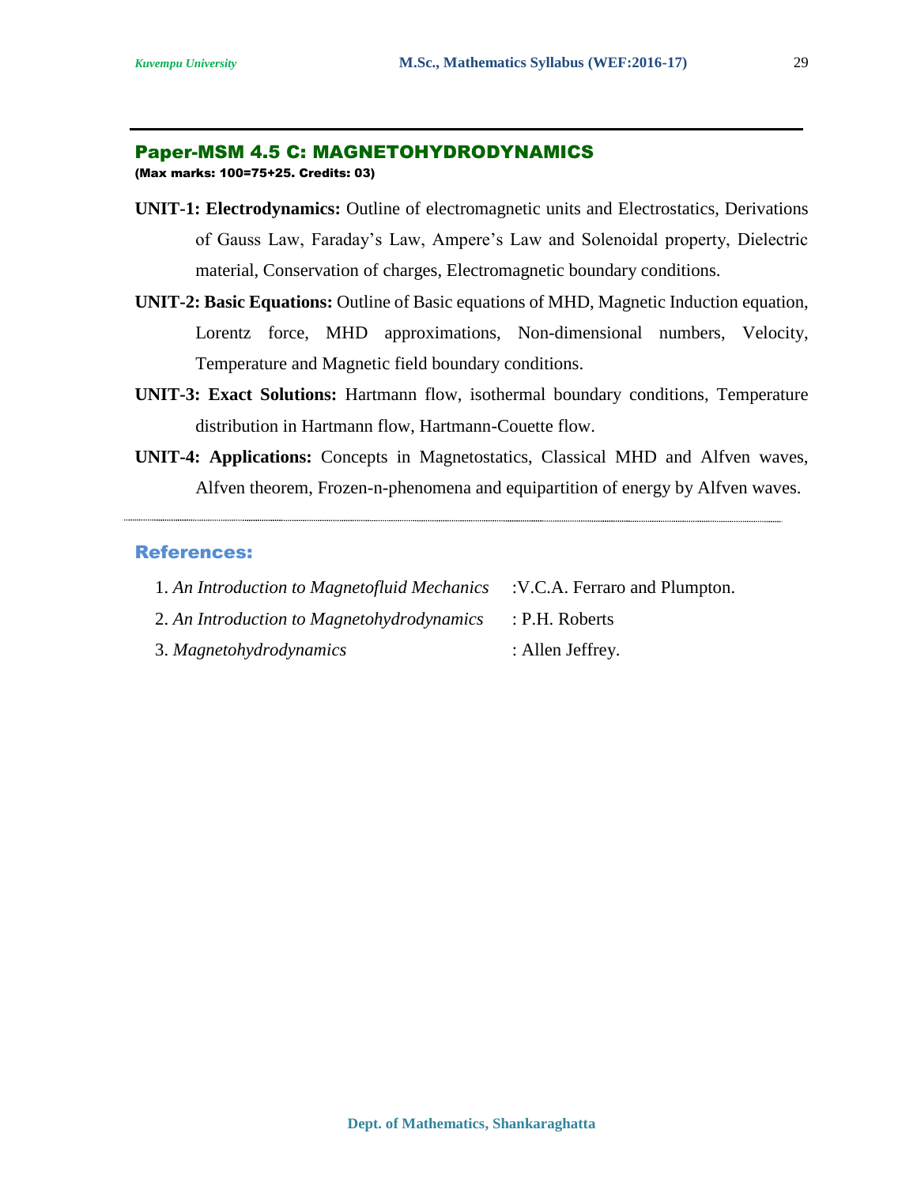## Paper-MSM 4.5 C: MAGNETOHYDRODYNAMICS

**(Max marks: 100=75+25. Credits: 03)**

**UNIT-1: Electrodynamics:** Outline of electromagnetic units and Electrostatics, Derivations of Gauss Law, Faraday's Law, Ampere's Law and Solenoidal property, Dielectric material, Conservation of charges, Electromagnetic boundary conditions.

**UNIT-2: Basic Equations:** Outline of Basic equations of MHD, Magnetic Induction equation, Lorentz force, MHD approximations, Non-dimensional numbers, Velocity, Temperature and Magnetic field boundary conditions.

**UNIT-3: Exact Solutions:** Hartmann flow, isothermal boundary conditions, Temperature distribution in Hartmann flow, Hartmann-Couette flow.

**UNIT-4: Applications:** Concepts in Magnetostatics, Classical MHD and Alfven waves, Alfven theorem, Frozen-n-phenomena and equipartition of energy by Alfven waves.

---

### References:

1. *An Introduction to Magnetofluid Mechanics* :V.C.A. Ferraro and Plumpton.
2. *An Introduction to Magnetohydrodynamics* : P.H. Roberts
3. *Magnetohydrodynamics* : Allen Jeffrey.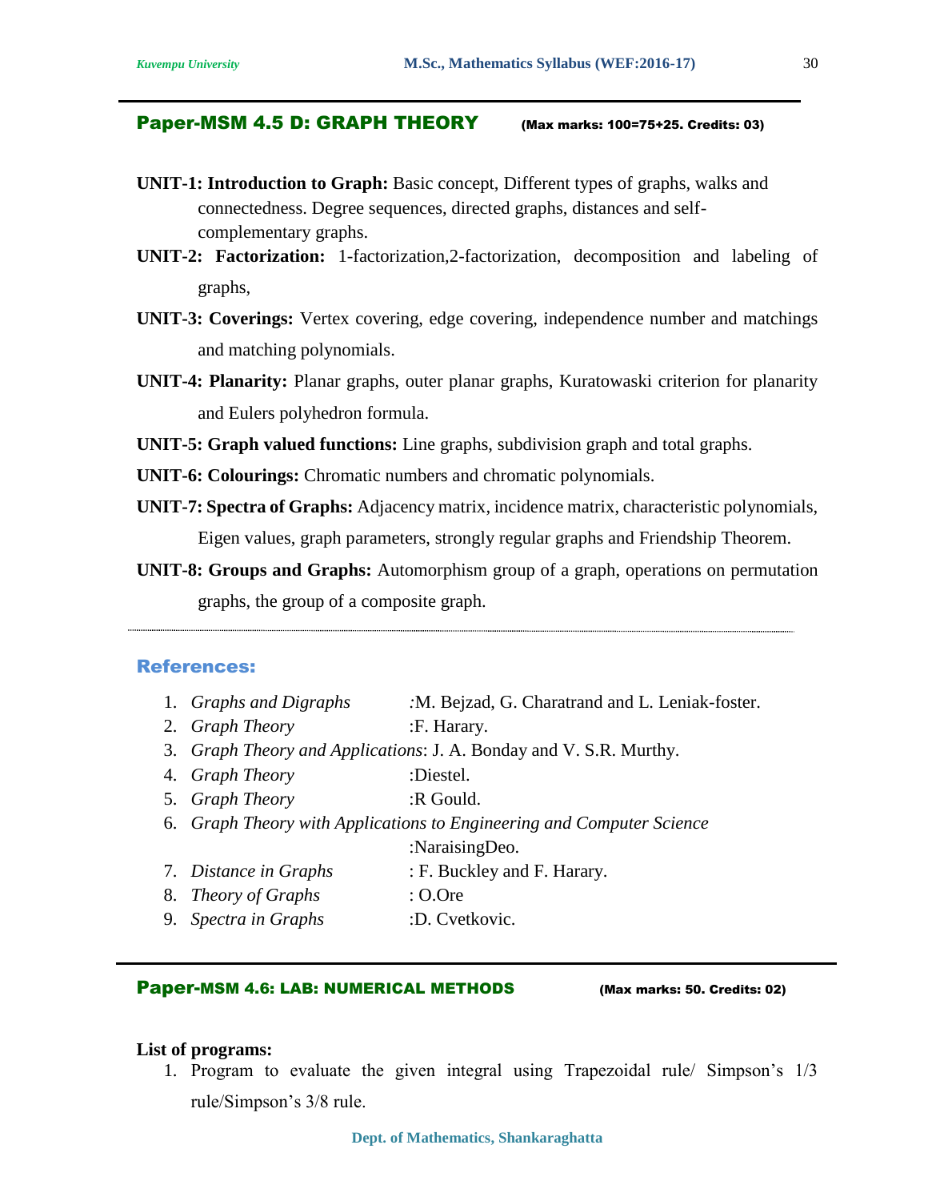## Paper-MSM 4.5 D: GRAPH THEORY (Max marks: 100=75+25. Credits: 03)

**UNIT-1: Introduction to Graph:** Basic concept, Different types of graphs, walks and connectedness. Degree sequences, directed graphs, distances and self-complementary graphs.

**UNIT-2: Factorization:** 1-factorization,2-factorization, decomposition and labeling of graphs,

**UNIT-3: Coverings:** Vertex covering, edge covering, independence number and matchings and matching polynomials.

**UNIT-4: Planarity:** Planar graphs, outer planar graphs, Kuratowaski criterion for planarity and Eulers polyhedron formula.

**UNIT-5: Graph valued functions:** Line graphs, subdivision graph and total graphs.

**UNIT-6: Colourings:** Chromatic numbers and chromatic polynomials.

**UNIT-7: Spectra of Graphs:** Adjacency matrix, incidence matrix, characteristic polynomials, Eigen values, graph parameters, strongly regular graphs and Friendship Theorem.

**UNIT-8: Groups and Graphs:** Automorphism group of a graph, operations on permutation graphs, the group of a composite graph.

### References:

1. *Graphs and Digraphs* :M. Bejzad, G. Charatrand and L. Leniak-foster.
2. *Graph Theory* :F. Harary.
3. *Graph Theory and Applications*: J. A. Bonday and V. S.R. Murthy.
4. *Graph Theory* :Diestel.
5. *Graph Theory* :R Gould.
6. *Graph Theory with Applications to Engineering and Computer Science* :NaraisingDeo.
7. *Distance in Graphs* : F. Buckley and F. Harary.
8. *Theory of Graphs* : O.Ore
9. *Spectra in Graphs* :D. Cvetkovic.

## Paper-MSM 4.6: LAB: NUMERICAL METHODS (Max marks: 50. Credits: 02)

**List of programs:**

1. Program to evaluate the given integral using Trapezoidal rule/ Simpson's 1/3 rule/Simpson's 3/8 rule.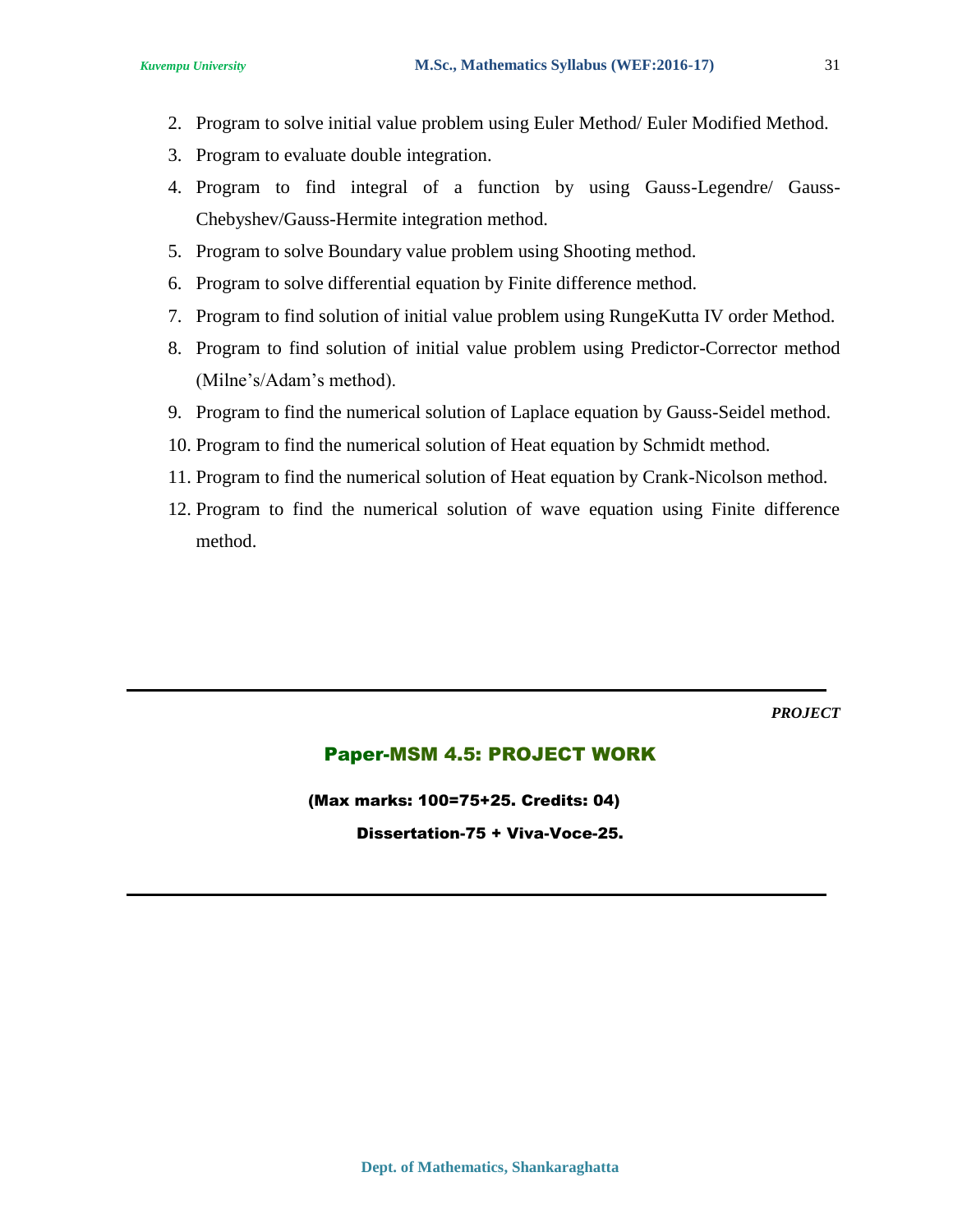2. Program to solve initial value problem using Euler Method/ Euler Modified Method.
3. Program to evaluate double integration.
4. Program to find integral of a function by using Gauss-Legendre/ Gauss-Chebyshev/Gauss-Hermite integration method.
5. Program to solve Boundary value problem using Shooting method.
6. Program to solve differential equation by Finite difference method.
7. Program to find solution of initial value problem using RungeKutta IV order Method.
8. Program to find solution of initial value problem using Predictor-Corrector method (Milne's/Adam's method).
9. Program to find the numerical solution of Laplace equation by Gauss-Seidel method.
10. Program to find the numerical solution of Heat equation by Schmidt method.
11. Program to find the numerical solution of Heat equation by Crank-Nicolson method.
12. Program to find the numerical solution of wave equation using Finite difference method.

---

***PROJECT***

## Paper-MSM 4.5: PROJECT WORK

**(Max marks: 100=75+25. Credits: 04)**

**Dissertation-75 + Viva-Voce-25.**

---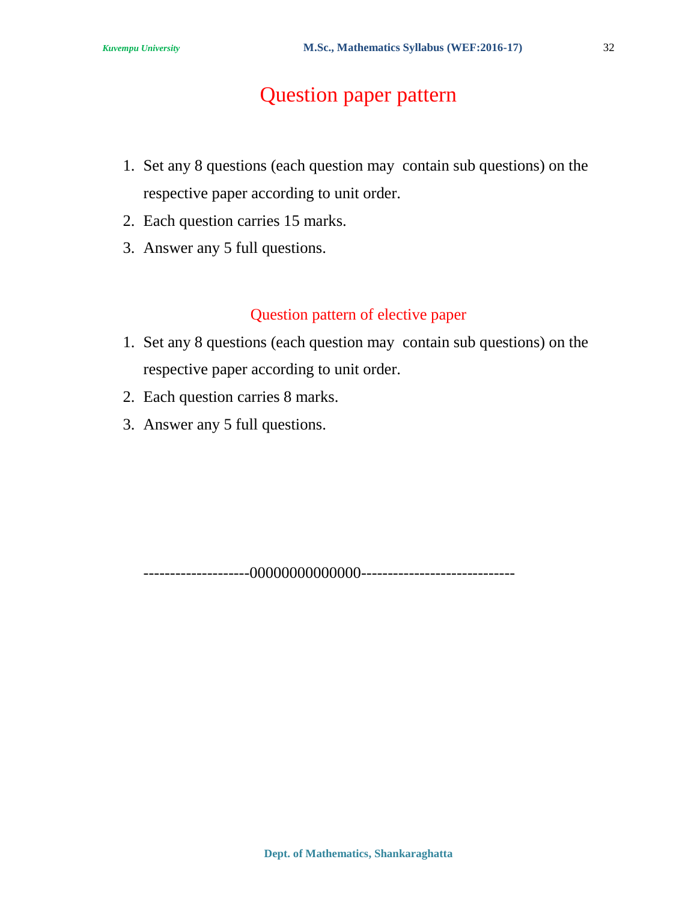# Question paper pattern

1. Set any 8 questions (each question may contain sub questions) on the respective paper according to unit order.
2. Each question carries 15 marks.
3. Answer any 5 full questions.

## Question pattern of elective paper

1. Set any 8 questions (each question may contain sub questions) on the respective paper according to unit order.
2. Each question carries 8 marks.
3. Answer any 5 full questions.

--------------------00000000000000-----------------------------